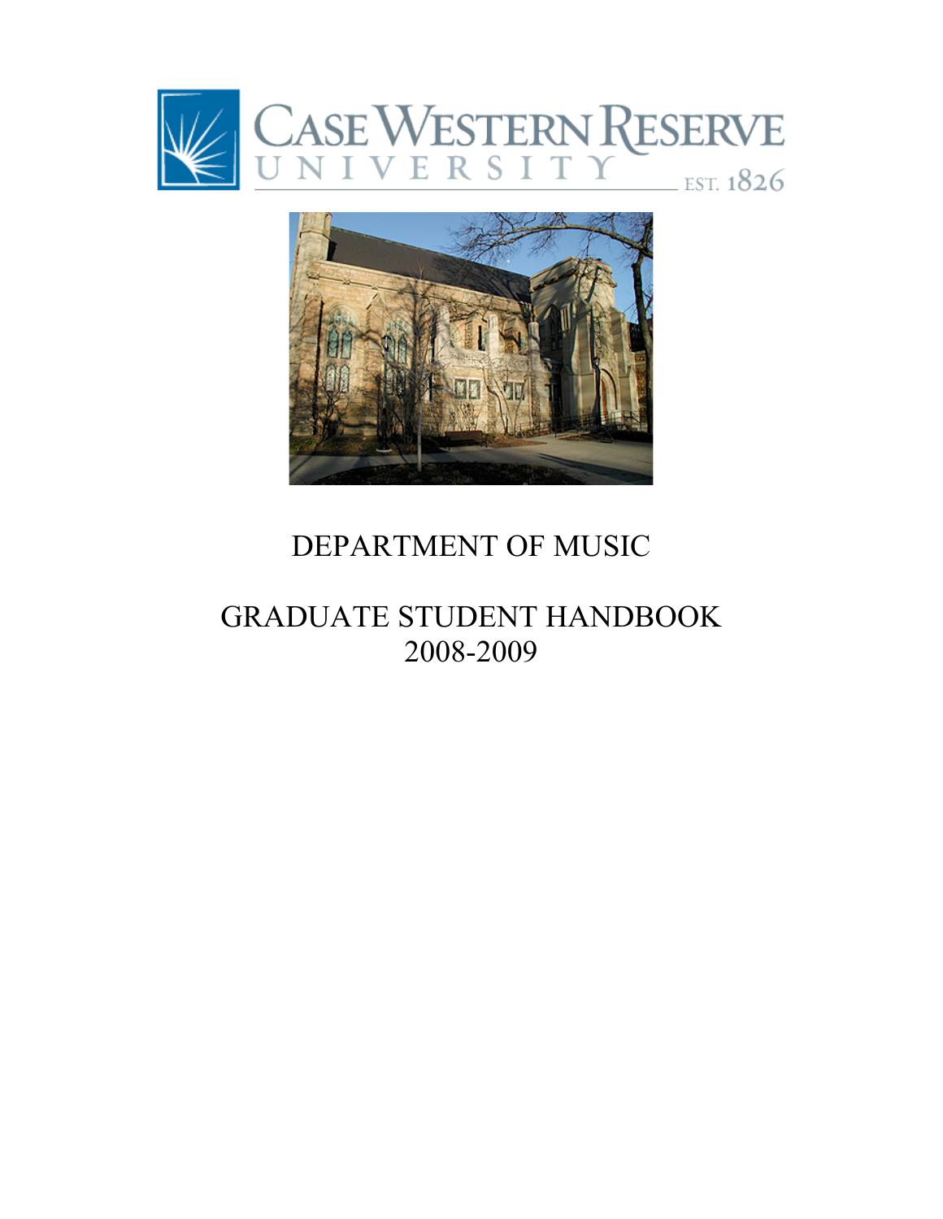# DEPARTMENT OF MUSIC

# GRADUATE STUDENT HANDBOOK
2008-2009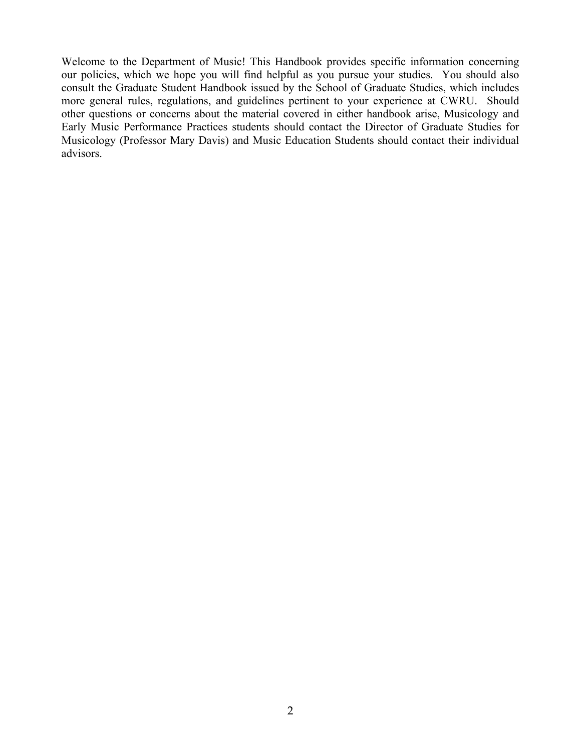Welcome to the Department of Music! This Handbook provides specific information concerning our policies, which we hope you will find helpful as you pursue your studies. You should also consult the Graduate Student Handbook issued by the School of Graduate Studies, which includes more general rules, regulations, and guidelines pertinent to your experience at CWRU. Should other questions or concerns about the material covered in either handbook arise, Musicology and Early Music Performance Practices students should contact the Director of Graduate Studies for Musicology (Professor Mary Davis) and Music Education Students should contact their individual advisors.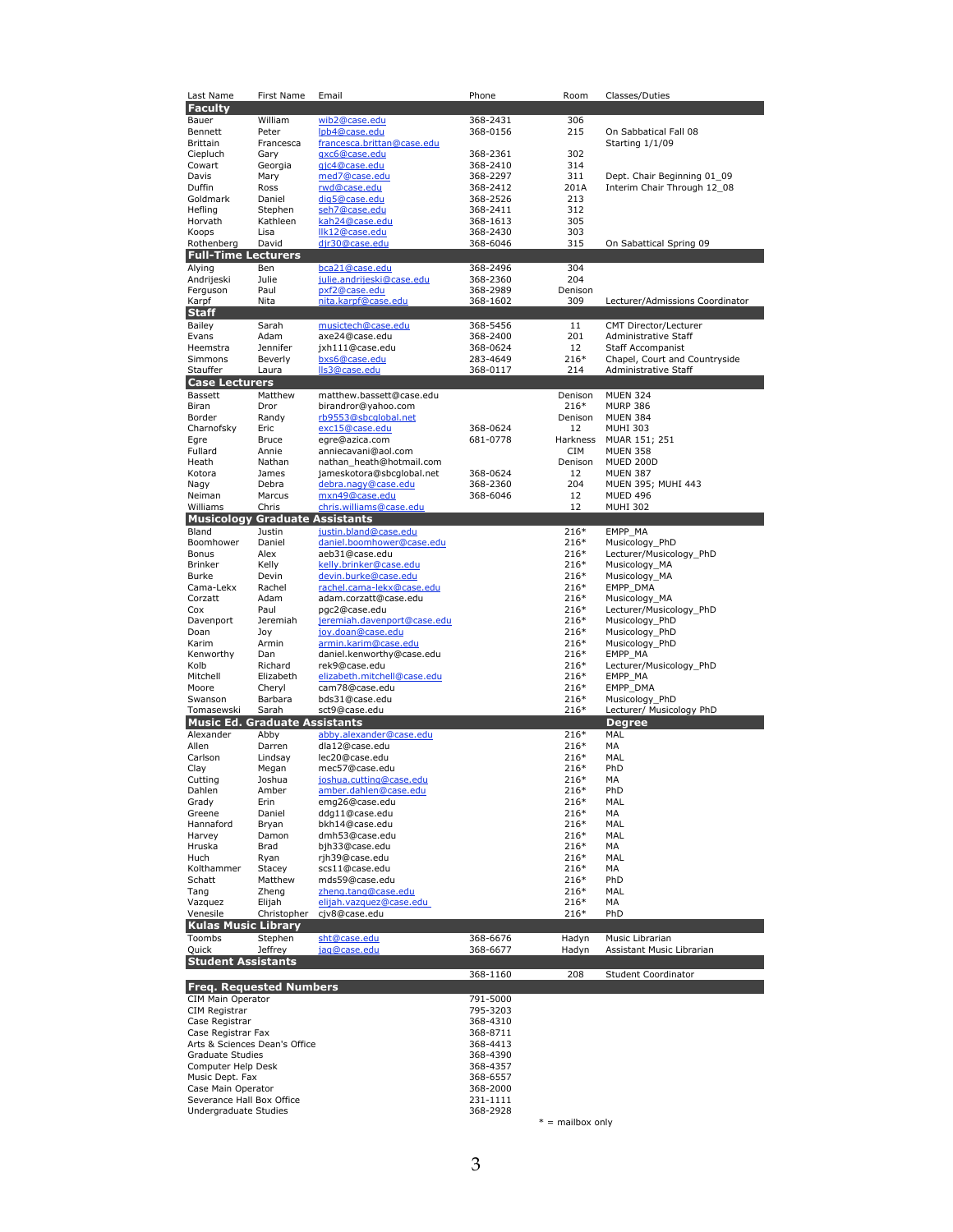| Last Name | First Name | Email | Phone | Room | Classes/Duties |
|---|---|---|---|---|---|
| **Faculty** | | | | | |
| Bauer | William | wib2@case.edu | 368-2431 | 306 | |
| Bennett | Peter | lpb4@case.edu | 368-0156 | 215 | On Sabbatical Fall 08 |
| Brittain | Francesca | francesca.brittan@case.edu | | | Starting 1/1/09 |
| Ciepluch | Gary | gxc6@case.edu | 368-2361 | 302 | |
| Cowart | Georgia | gjc4@case.edu | 368-2410 | 314 | |
| Davis | Mary | med7@case.edu | 368-2297 | 311 | Dept. Chair Beginning 01_09 |
| Duffin | Ross | rwd@case.edu | 368-2412 | 201A | Interim Chair Through 12_08 |
| Goldmark | Daniel | dig5@case.edu | 368-2526 | 213 | |
| Hefling | Stephen | seh7@case.edu | 368-2411 | 312 | |
| Horvath | Kathleen | kah24@case.edu | 368-1613 | 305 | |
| Koops | Lisa | llk12@case.edu | 368-2430 | 303 | |
| Rothenberg | David | djr30@case.edu | 368-6046 | 315 | On Sabbatical Spring 09 |
| **Full-Time Lecturers** | | | | | |
| Alying | Ben | bca21@case.edu | 368-2496 | 304 | |
| Andrijeski | Julie | julie.andrijeski@case.edu | 368-2360 | 204 | |
| Ferguson | Paul | pxf2@case.edu | 368-2989 | Denison | |
| Karpf | Nita | nita.karpf@case.edu | 368-1602 | 309 | Lecturer/Admissions Coordinator |
| **Staff** | | | | | |
| Bailey | Sarah | musictech@case.edu | 368-5456 | 11 | CMT Director/Lecturer |
| Evans | Adam | axe24@case.edu | 368-2400 | 201 | Administrative Staff |
| Heemstra | Jennifer | jxh111@case.edu | 368-0624 | 12 | Staff Accompanist |
| Simmons | Beverly | bxs6@case.edu | 283-4649 | 216* | Chapel, Court and Countryside |
| Stauffer | Laura | lls3@case.edu | 368-0117 | 214 | Administrative Staff |
| **Case Lecturers** | | | | | |
| Bassett | Matthew | matthew.bassett@case.edu | | Denison | MUEN 324 |
| Biran | Dror | birandror@yahoo.com | | 216* | MURP 386 |
| Border | Randy | rb9553@sbcglobal.net | | Denison | MUEN 384 |
| Charnofsky | Eric | exc15@case.edu | 368-0624 | 12 | MUHI 303 |
| Egre | Bruce | egre@azica.com | 681-0778 | Harkness | MUAR 151; 251 |
| Fullard | Annie | anniecavani@aol.com | | CIM | MUEN 358 |
| Heath | Nathan | nathan_heath@hotmail.com | | Denison | MUED 200D |
| Kotora | James | jameskotora@sbcglobal.net | 368-0624 | 12 | MUEN 387 |
| Nagy | Debra | debra.nagy@case.edu | 368-2360 | 204 | MUEN 395; MUHI 443 |
| Neiman | Marcus | mxn49@case.edu | 368-6046 | 12 | MUED 496 |
| Williams | Chris | chris.williams@case.edu | | 12 | MUHI 302 |
| **Musicology Graduate Assistants** | | | | | |
| Bland | Justin | justin.bland@case.edu | | 216* | EMPP_MA |
| Boomhower | Daniel | daniel.boomhower@case.edu | | 216* | Musicology_PhD |
| Bonus | Alex | aeb31@case.edu | | 216* | Lecturer/Musicology_PhD |
| Brinker | Kelly | kelly.brinker@case.edu | | 216* | Musicology_MA |
| Burke | Devin | devin.burke@case.edu | | 216* | Musicology_MA |
| Cama-Lekx | Rachel | rachel.cama-lekx@case.edu | | 216* | EMPP_DMA |
| Corzatt | Adam | adam.corzatt@case.edu | | 216* | Musicology_MA |
| Cox | Paul | pgc2@case.edu | | 216* | Lecturer/Musicology_PhD |
| Davenport | Jeremiah | jeremiah.davenport@case.edu | | 216* | Musicology_PhD |
| Doan | Joy | joy.doan@case.edu | | 216* | Musicology_PhD |
| Karim | Armin | armin.karim@case.edu | | 216* | Musicology_PhD |
| Kenworthy | Dan | daniel.kenworthy@case.edu | | 216* | EMPP_MA |
| Kolb | Richard | rek9@case.edu | | 216* | Lecturer/Musicology_PhD |
| Mitchell | Elizabeth | elizabeth.mitchell@case.edu | | 216* | EMPP_MA |
| Moore | Cheryl | cam78@case.edu | | 216* | EMPP_DMA |
| Swanson | Barbara | bds31@case.edu | | 216* | Musicology_PhD |
| Tomasewski | Sarah | sct9@case.edu | | 216* | Lecturer/ Musicology PhD |
| **Music Ed. Graduate Assistants** | | | | | **Degree** |
| Alexander | Abby | abby.alexander@case.edu | | 216* | MAL |
| Allen | Darren | dla12@case.edu | | 216* | MA |
| Carlson | Lindsay | lec20@case.edu | | 216* | MAL |
| Clay | Megan | mec57@case.edu | | 216* | PhD |
| Cutting | Joshua | joshua.cutting@case.edu | | 216* | MA |
| Dahlen | Amber | amber.dahlen@case.edu | | 216* | PhD |
| Grady | Erin | emg26@case.edu | | 216* | MAL |
| Greene | Daniel | ddg11@case.edu | | 216* | MA |
| Hannaford | Bryan | bkh14@case.edu | | 216* | MAL |
| Harvey | Damon | dmh53@case.edu | | 216* | MAL |
| Hruska | Brad | bjh33@case.edu | | 216* | MA |
| Huch | Ryan | rjh39@case.edu | | 216* | MAL |
| Kolthammer | Stacey | scs11@case.edu | | 216* | MA |
| Schatt | Matthew | mds59@case.edu | | 216* | PhD |
| Tang | Zheng | zheng.tang@case.edu | | 216* | MAL |
| Vazquez | Elijah | elijah.vazquez@case.edu | | 216* | MA |
| Venesile | Christopher | cjv8@case.edu | | 216* | PhD |
| **Kulas Music Library** | | | | | |
| Toombs | Stephen | sht@case.edu | 368-6676 | Hadyn | Music Librarian |
| Quick | Jeffrey | jaq@case.edu | 368-6677 | Hadyn | Assistant Music Librarian |
| **Student Assistants** | | | | | |
| | | | 368-1160 | 208 | Student Coordinator |

| Freq. Requested Numbers | |
|---|---|
| CIM Main Operator | 791-5000 |
| CIM Registrar | 795-3203 |
| Case Registrar | 368-4310 |
| Case Registrar Fax | 368-8711 |
| Arts & Sciences Dean's Office | 368-4413 |
| Graduate Studies | 368-4390 |
| Computer Help Desk | 368-4357 |
| Music Dept. Fax | 368-6557 |
| Case Main Operator | 368-2000 |
| Severance Hall Box Office | 231-1111 |
| Undergraduate Studies | 368-2928 |

* = mailbox only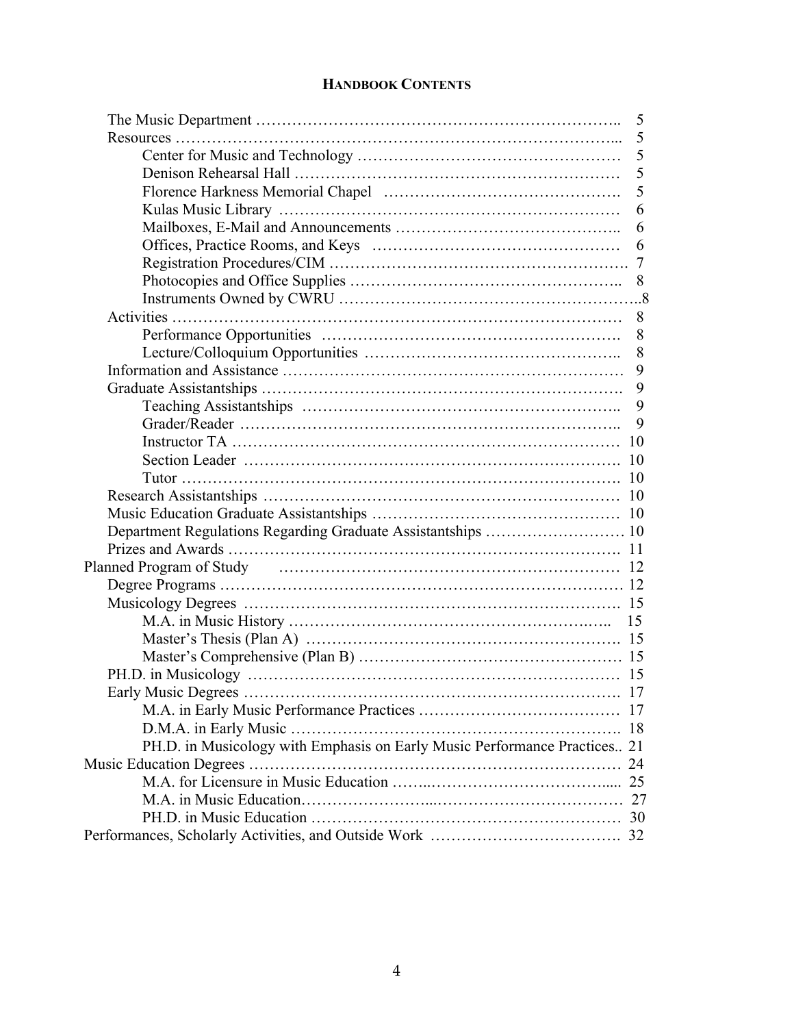## HANDBOOK CONTENTS

- The Music Department ........ 5
- Resources ........ 5
  - Center for Music and Technology ........ 5
  - Denison Rehearsal Hall ........ 5
  - Florence Harkness Memorial Chapel ........ 5
  - Kulas Music Library ........ 6
  - Mailboxes, E-Mail and Announcements ........ 6
  - Offices, Practice Rooms, and Keys ........ 6
  - Registration Procedures/CIM ........ 7
  - Photocopies and Office Supplies ........ 8
  - Instruments Owned by CWRU ........ 8
- Activities ........ 8
  - Performance Opportunities ........ 8
  - Lecture/Colloquium Opportunities ........ 8
- Information and Assistance ........ 9
- Graduate Assistantships ........ 9
  - Teaching Assistantships ........ 9
  - Grader/Reader ........ 9
  - Instructor TA ........ 10
  - Section Leader ........ 10
  - Tutor ........ 10
- Research Assistantships ........ 10
- Music Education Graduate Assistantships ........ 10
- Department Regulations Regarding Graduate Assistantships ........ 10
- Prizes and Awards ........ 11

Planned Program of Study ........ 12

- Degree Programs ........ 12
- Musicology Degrees ........ 15
  - M.A. in Music History ........ 15
  - Master's Thesis (Plan A) ........ 15
  - Master's Comprehensive (Plan B) ........ 15
- PH.D. in Musicology ........ 15
- Early Music Degrees ........ 17
  - M.A. in Early Music Performance Practices ........ 17
  - D.M.A. in Early Music ........ 18
  - PH.D. in Musicology with Emphasis on Early Music Performance Practices.. 21

Music Education Degrees ........ 24

- M.A. for Licensure in Music Education ........ 25
- M.A. in Music Education........ 27
- PH.D. in Music Education ........ 30

Performances, Scholarly Activities, and Outside Work ........ 32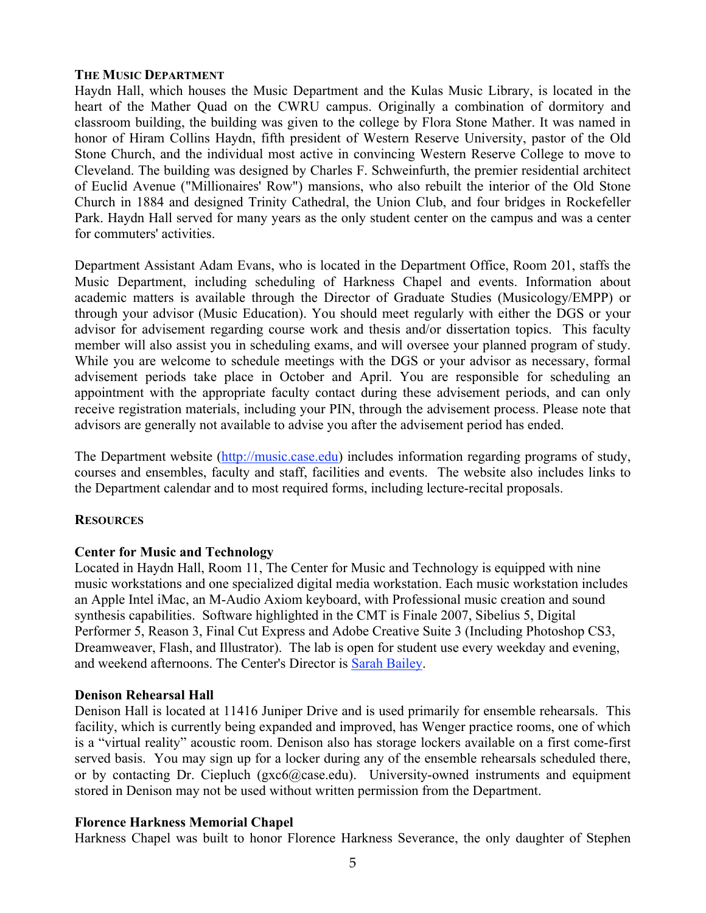## THE MUSIC DEPARTMENT

Haydn Hall, which houses the Music Department and the Kulas Music Library, is located in the heart of the Mather Quad on the CWRU campus. Originally a combination of dormitory and classroom building, the building was given to the college by Flora Stone Mather. It was named in honor of Hiram Collins Haydn, fifth president of Western Reserve University, pastor of the Old Stone Church, and the individual most active in convincing Western Reserve College to move to Cleveland. The building was designed by Charles F. Schweinfurth, the premier residential architect of Euclid Avenue ("Millionaires' Row") mansions, who also rebuilt the interior of the Old Stone Church in 1884 and designed Trinity Cathedral, the Union Club, and four bridges in Rockefeller Park. Haydn Hall served for many years as the only student center on the campus and was a center for commuters' activities.

Department Assistant Adam Evans, who is located in the Department Office, Room 201, staffs the Music Department, including scheduling of Harkness Chapel and events. Information about academic matters is available through the Director of Graduate Studies (Musicology/EMPP) or through your advisor (Music Education). You should meet regularly with either the DGS or your advisor for advisement regarding course work and thesis and/or dissertation topics. This faculty member will also assist you in scheduling exams, and will oversee your planned program of study. While you are welcome to schedule meetings with the DGS or your advisor as necessary, formal advisement periods take place in October and April. You are responsible for scheduling an appointment with the appropriate faculty contact during these advisement periods, and can only receive registration materials, including your PIN, through the advisement process. Please note that advisors are generally not available to advise you after the advisement period has ended.

The Department website (http://music.case.edu) includes information regarding programs of study, courses and ensembles, faculty and staff, facilities and events. The website also includes links to the Department calendar and to most required forms, including lecture-recital proposals.

## RESOURCES

### Center for Music and Technology

Located in Haydn Hall, Room 11, The Center for Music and Technology is equipped with nine music workstations and one specialized digital media workstation. Each music workstation includes an Apple Intel iMac, an M-Audio Axiom keyboard, with Professional music creation and sound synthesis capabilities. Software highlighted in the CMT is Finale 2007, Sibelius 5, Digital Performer 5, Reason 3, Final Cut Express and Adobe Creative Suite 3 (Including Photoshop CS3, Dreamweaver, Flash, and Illustrator). The lab is open for student use every weekday and evening, and weekend afternoons. The Center's Director is Sarah Bailey.

### Denison Rehearsal Hall

Denison Hall is located at 11416 Juniper Drive and is used primarily for ensemble rehearsals. This facility, which is currently being expanded and improved, has Wenger practice rooms, one of which is a "virtual reality" acoustic room. Denison also has storage lockers available on a first come-first served basis. You may sign up for a locker during any of the ensemble rehearsals scheduled there, or by contacting Dr. Ciepluch (gxc6@case.edu). University-owned instruments and equipment stored in Denison may not be used without written permission from the Department.

### Florence Harkness Memorial Chapel

Harkness Chapel was built to honor Florence Harkness Severance, the only daughter of Stephen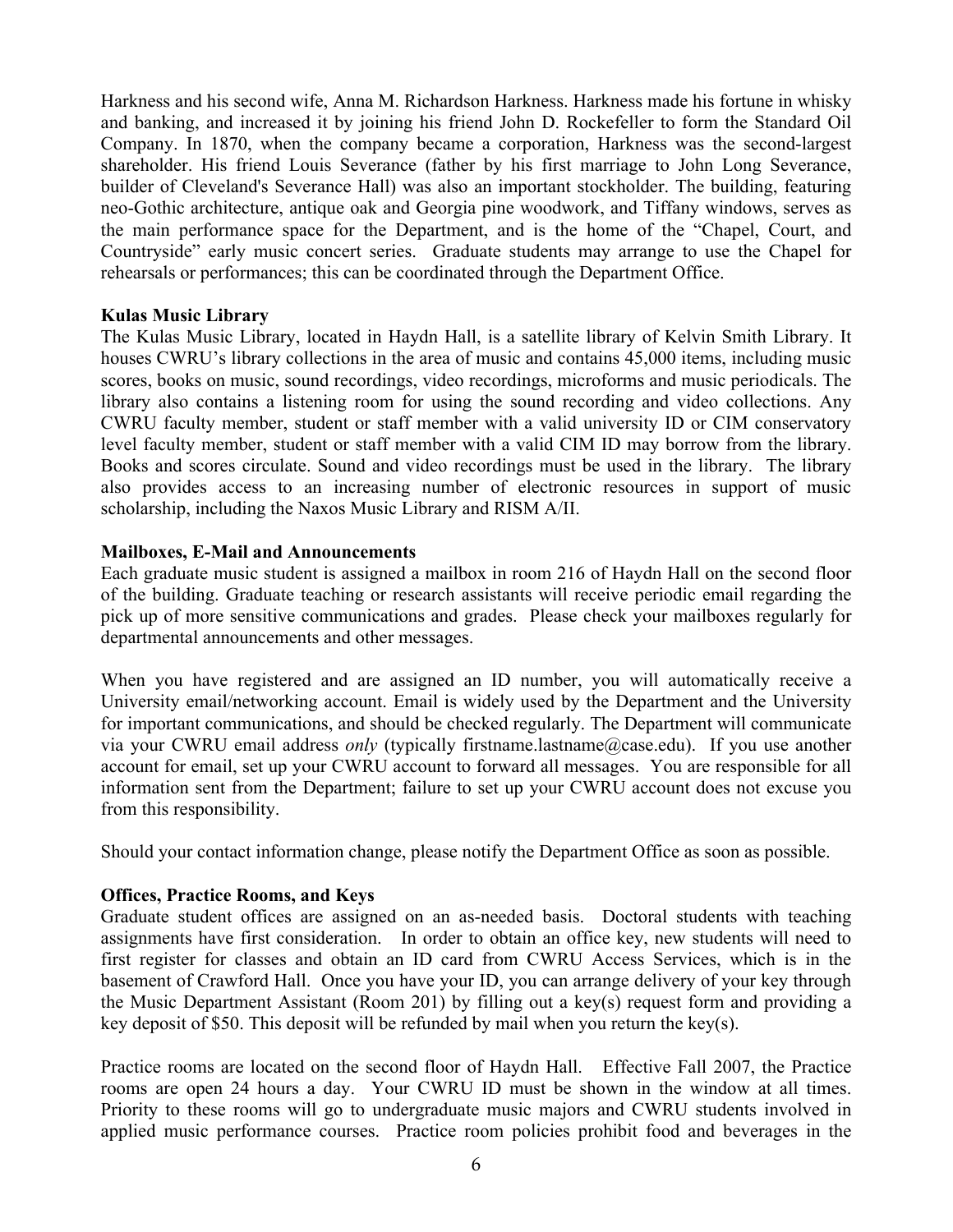Harkness and his second wife, Anna M. Richardson Harkness. Harkness made his fortune in whisky and banking, and increased it by joining his friend John D. Rockefeller to form the Standard Oil Company. In 1870, when the company became a corporation, Harkness was the second-largest shareholder. His friend Louis Severance (father by his first marriage to John Long Severance, builder of Cleveland's Severance Hall) was also an important stockholder. The building, featuring neo-Gothic architecture, antique oak and Georgia pine woodwork, and Tiffany windows, serves as the main performance space for the Department, and is the home of the "Chapel, Court, and Countryside" early music concert series. Graduate students may arrange to use the Chapel for rehearsals or performances; this can be coordinated through the Department Office.

**Kulas Music Library**
The Kulas Music Library, located in Haydn Hall, is a satellite library of Kelvin Smith Library. It houses CWRU's library collections in the area of music and contains 45,000 items, including music scores, books on music, sound recordings, video recordings, microforms and music periodicals. The library also contains a listening room for using the sound recording and video collections. Any CWRU faculty member, student or staff member with a valid university ID or CIM conservatory level faculty member, student or staff member with a valid CIM ID may borrow from the library. Books and scores circulate. Sound and video recordings must be used in the library. The library also provides access to an increasing number of electronic resources in support of music scholarship, including the Naxos Music Library and RISM A/II.

**Mailboxes, E-Mail and Announcements**
Each graduate music student is assigned a mailbox in room 216 of Haydn Hall on the second floor of the building. Graduate teaching or research assistants will receive periodic email regarding the pick up of more sensitive communications and grades. Please check your mailboxes regularly for departmental announcements and other messages.

When you have registered and are assigned an ID number, you will automatically receive a University email/networking account. Email is widely used by the Department and the University for important communications, and should be checked regularly. The Department will communicate via your CWRU email address *only* (typically firstname.lastname@case.edu). If you use another account for email, set up your CWRU account to forward all messages. You are responsible for all information sent from the Department; failure to set up your CWRU account does not excuse you from this responsibility.

Should your contact information change, please notify the Department Office as soon as possible.

**Offices, Practice Rooms, and Keys**
Graduate student offices are assigned on an as-needed basis. Doctoral students with teaching assignments have first consideration. In order to obtain an office key, new students will need to first register for classes and obtain an ID card from CWRU Access Services, which is in the basement of Crawford Hall. Once you have your ID, you can arrange delivery of your key through the Music Department Assistant (Room 201) by filling out a key(s) request form and providing a key deposit of $50. This deposit will be refunded by mail when you return the key(s).

Practice rooms are located on the second floor of Haydn Hall. Effective Fall 2007, the Practice rooms are open 24 hours a day. Your CWRU ID must be shown in the window at all times. Priority to these rooms will go to undergraduate music majors and CWRU students involved in applied music performance courses. Practice room policies prohibit food and beverages in the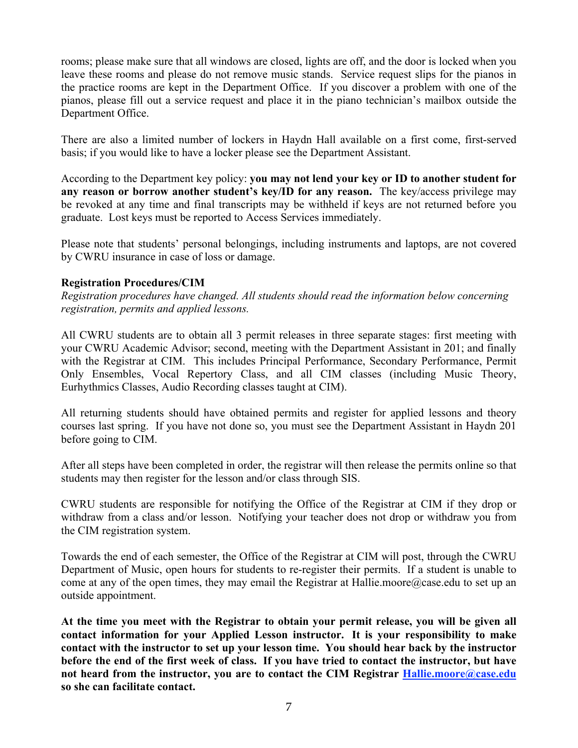rooms; please make sure that all windows are closed, lights are off, and the door is locked when you leave these rooms and please do not remove music stands. Service request slips for the pianos in the practice rooms are kept in the Department Office. If you discover a problem with one of the pianos, please fill out a service request and place it in the piano technician's mailbox outside the Department Office.

There are also a limited number of lockers in Haydn Hall available on a first come, first-served basis; if you would like to have a locker please see the Department Assistant.

According to the Department key policy: **you may not lend your key or ID to another student for any reason or borrow another student's key/ID for any reason.** The key/access privilege may be revoked at any time and final transcripts may be withheld if keys are not returned before you graduate. Lost keys must be reported to Access Services immediately.

Please note that students' personal belongings, including instruments and laptops, are not covered by CWRU insurance in case of loss or damage.

**Registration Procedures/CIM**

*Registration procedures have changed. All students should read the information below concerning registration, permits and applied lessons.*

All CWRU students are to obtain all 3 permit releases in three separate stages: first meeting with your CWRU Academic Advisor; second, meeting with the Department Assistant in 201; and finally with the Registrar at CIM. This includes Principal Performance, Secondary Performance, Permit Only Ensembles, Vocal Repertory Class, and all CIM classes (including Music Theory, Eurhythmics Classes, Audio Recording classes taught at CIM).

All returning students should have obtained permits and register for applied lessons and theory courses last spring. If you have not done so, you must see the Department Assistant in Haydn 201 before going to CIM.

After all steps have been completed in order, the registrar will then release the permits online so that students may then register for the lesson and/or class through SIS.

CWRU students are responsible for notifying the Office of the Registrar at CIM if they drop or withdraw from a class and/or lesson. Notifying your teacher does not drop or withdraw you from the CIM registration system.

Towards the end of each semester, the Office of the Registrar at CIM will post, through the CWRU Department of Music, open hours for students to re-register their permits. If a student is unable to come at any of the open times, they may email the Registrar at Hallie.moore@case.edu to set up an outside appointment.

**At the time you meet with the Registrar to obtain your permit release, you will be given all contact information for your Applied Lesson instructor. It is your responsibility to make contact with the instructor to set up your lesson time. You should hear back by the instructor before the end of the first week of class. If you have tried to contact the instructor, but have not heard from the instructor, you are to contact the CIM Registrar Hallie.moore@case.edu so she can facilitate contact.**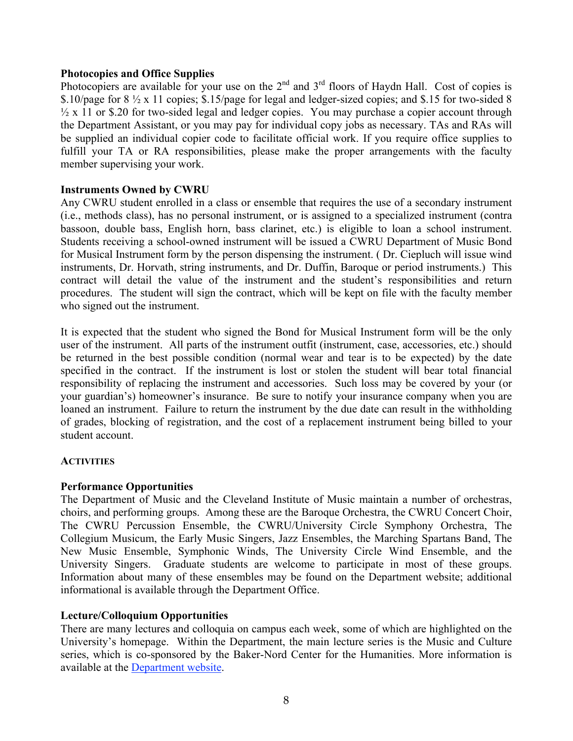**Photocopies and Office Supplies**

Photocopiers are available for your use on the 2nd and 3rd floors of Haydn Hall. Cost of copies is $.10/page for 8 ½ x 11 copies; $.15/page for legal and ledger-sized copies; and $.15 for two-sided 8 ½ x 11 or $.20 for two-sided legal and ledger copies. You may purchase a copier account through the Department Assistant, or you may pay for individual copy jobs as necessary. TAs and RAs will be supplied an individual copier code to facilitate official work. If you require office supplies to fulfill your TA or RA responsibilities, please make the proper arrangements with the faculty member supervising your work.

**Instruments Owned by CWRU**

Any CWRU student enrolled in a class or ensemble that requires the use of a secondary instrument (i.e., methods class), has no personal instrument, or is assigned to a specialized instrument (contra bassoon, double bass, English horn, bass clarinet, etc.) is eligible to loan a school instrument. Students receiving a school-owned instrument will be issued a CWRU Department of Music Bond for Musical Instrument form by the person dispensing the instrument. ( Dr. Ciepluch will issue wind instruments, Dr. Horvath, string instruments, and Dr. Duffin, Baroque or period instruments.) This contract will detail the value of the instrument and the student's responsibilities and return procedures. The student will sign the contract, which will be kept on file with the faculty member who signed out the instrument.

It is expected that the student who signed the Bond for Musical Instrument form will be the only user of the instrument. All parts of the instrument outfit (instrument, case, accessories, etc.) should be returned in the best possible condition (normal wear and tear is to be expected) by the date specified in the contract. If the instrument is lost or stolen the student will bear total financial responsibility of replacing the instrument and accessories. Such loss may be covered by your (or your guardian's) homeowner's insurance. Be sure to notify your insurance company when you are loaned an instrument. Failure to return the instrument by the due date can result in the withholding of grades, blocking of registration, and the cost of a replacement instrument being billed to your student account.

## ACTIVITIES

**Performance Opportunities**

The Department of Music and the Cleveland Institute of Music maintain a number of orchestras, choirs, and performing groups. Among these are the Baroque Orchestra, the CWRU Concert Choir, The CWRU Percussion Ensemble, the CWRU/University Circle Symphony Orchestra, The Collegium Musicum, the Early Music Singers, Jazz Ensembles, the Marching Spartans Band, The New Music Ensemble, Symphonic Winds, The University Circle Wind Ensemble, and the University Singers. Graduate students are welcome to participate in most of these groups. Information about many of these ensembles may be found on the Department website; additional informational is available through the Department Office.

**Lecture/Colloquium Opportunities**

There are many lectures and colloquia on campus each week, some of which are highlighted on the University's homepage. Within the Department, the main lecture series is the Music and Culture series, which is co-sponsored by the Baker-Nord Center for the Humanities. More information is available at the Department website.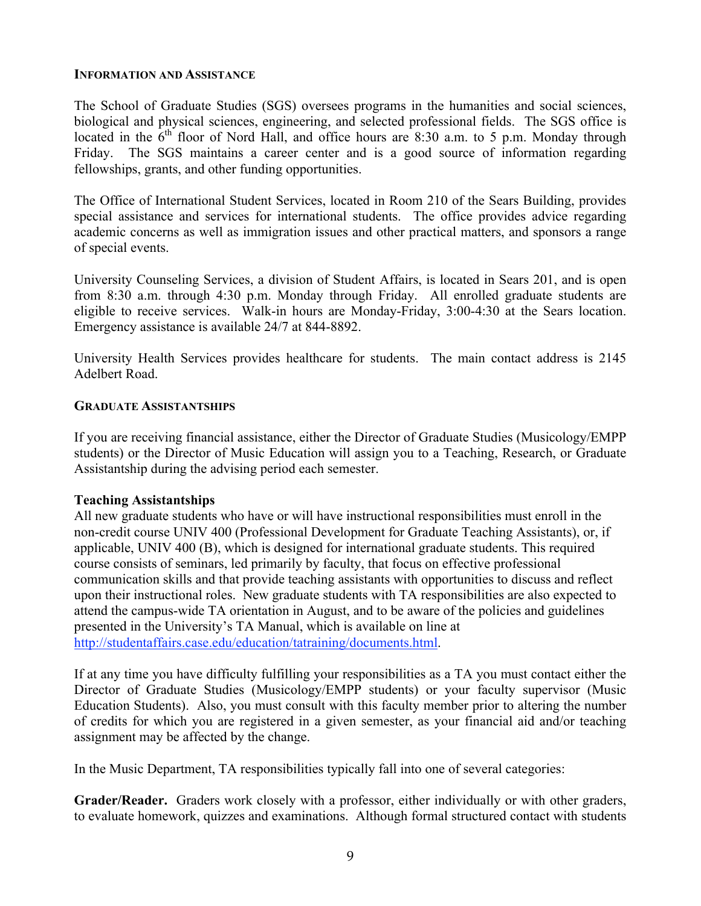## INFORMATION AND ASSISTANCE

The School of Graduate Studies (SGS) oversees programs in the humanities and social sciences, biological and physical sciences, engineering, and selected professional fields. The SGS office is located in the 6th floor of Nord Hall, and office hours are 8:30 a.m. to 5 p.m. Monday through Friday. The SGS maintains a career center and is a good source of information regarding fellowships, grants, and other funding opportunities.

The Office of International Student Services, located in Room 210 of the Sears Building, provides special assistance and services for international students. The office provides advice regarding academic concerns as well as immigration issues and other practical matters, and sponsors a range of special events.

University Counseling Services, a division of Student Affairs, is located in Sears 201, and is open from 8:30 a.m. through 4:30 p.m. Monday through Friday. All enrolled graduate students are eligible to receive services. Walk-in hours are Monday-Friday, 3:00-4:30 at the Sears location. Emergency assistance is available 24/7 at 844-8892.

University Health Services provides healthcare for students. The main contact address is 2145 Adelbert Road.

## GRADUATE ASSISTANTSHIPS

If you are receiving financial assistance, either the Director of Graduate Studies (Musicology/EMPP students) or the Director of Music Education will assign you to a Teaching, Research, or Graduate Assistantship during the advising period each semester.

### Teaching Assistantships

All new graduate students who have or will have instructional responsibilities must enroll in the non-credit course UNIV 400 (Professional Development for Graduate Teaching Assistants), or, if applicable, UNIV 400 (B), which is designed for international graduate students. This required course consists of seminars, led primarily by faculty, that focus on effective professional communication skills and that provide teaching assistants with opportunities to discuss and reflect upon their instructional roles. New graduate students with TA responsibilities are also expected to attend the campus-wide TA orientation in August, and to be aware of the policies and guidelines presented in the University's TA Manual, which is available on line at http://studentaffairs.case.edu/education/tatraining/documents.html.

If at any time you have difficulty fulfilling your responsibilities as a TA you must contact either the Director of Graduate Studies (Musicology/EMPP students) or your faculty supervisor (Music Education Students). Also, you must consult with this faculty member prior to altering the number of credits for which you are registered in a given semester, as your financial aid and/or teaching assignment may be affected by the change.

In the Music Department, TA responsibilities typically fall into one of several categories:

**Grader/Reader.** Graders work closely with a professor, either individually or with other graders, to evaluate homework, quizzes and examinations. Although formal structured contact with students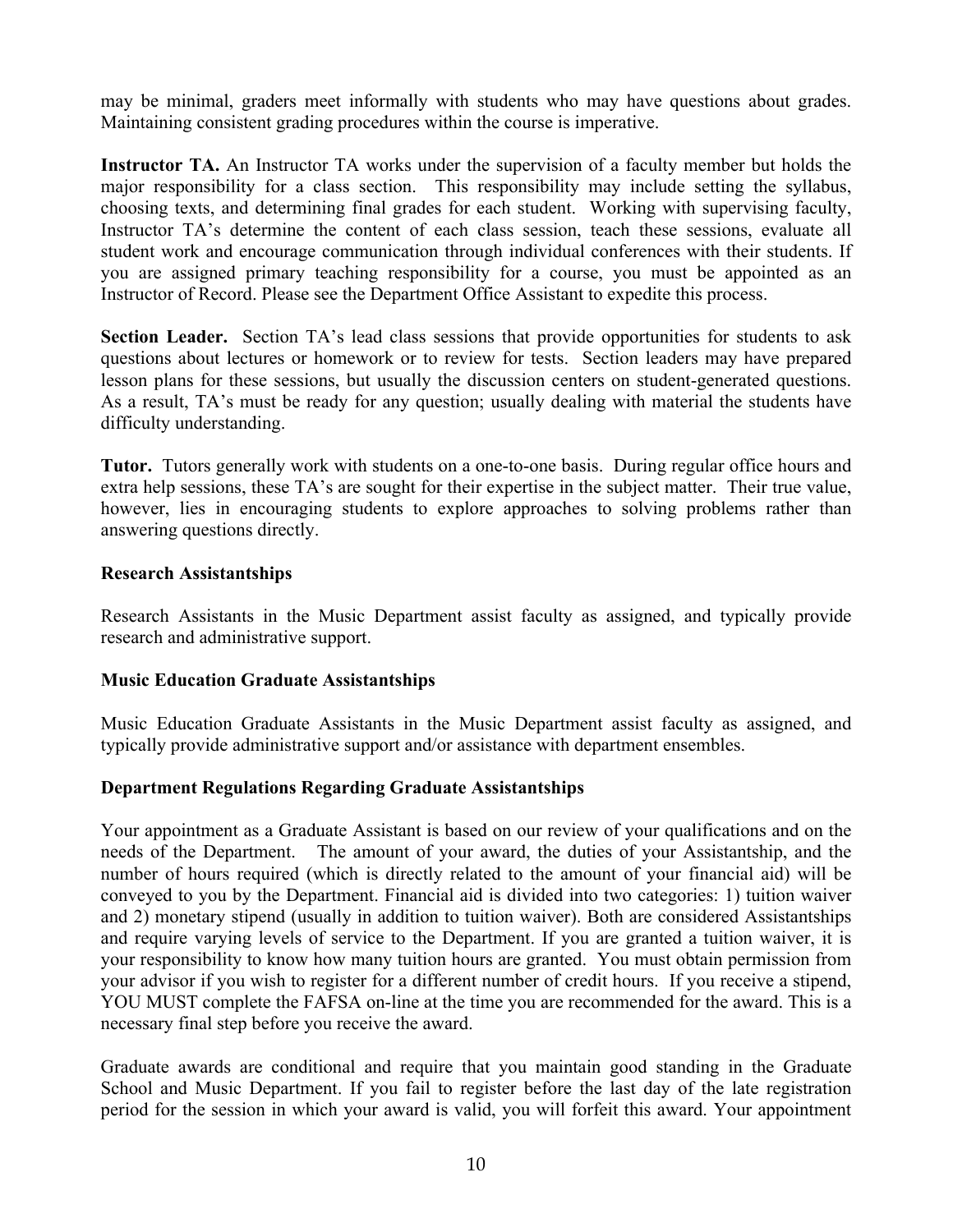may be minimal, graders meet informally with students who may have questions about grades. Maintaining consistent grading procedures within the course is imperative.

**Instructor TA.** An Instructor TA works under the supervision of a faculty member but holds the major responsibility for a class section. This responsibility may include setting the syllabus, choosing texts, and determining final grades for each student. Working with supervising faculty, Instructor TA's determine the content of each class session, teach these sessions, evaluate all student work and encourage communication through individual conferences with their students. If you are assigned primary teaching responsibility for a course, you must be appointed as an Instructor of Record. Please see the Department Office Assistant to expedite this process.

**Section Leader.** Section TA's lead class sessions that provide opportunities for students to ask questions about lectures or homework or to review for tests. Section leaders may have prepared lesson plans for these sessions, but usually the discussion centers on student-generated questions. As a result, TA's must be ready for any question; usually dealing with material the students have difficulty understanding.

**Tutor.** Tutors generally work with students on a one-to-one basis. During regular office hours and extra help sessions, these TA's are sought for their expertise in the subject matter. Their true value, however, lies in encouraging students to explore approaches to solving problems rather than answering questions directly.

**Research Assistantships**

Research Assistants in the Music Department assist faculty as assigned, and typically provide research and administrative support.

**Music Education Graduate Assistantships**

Music Education Graduate Assistants in the Music Department assist faculty as assigned, and typically provide administrative support and/or assistance with department ensembles.

**Department Regulations Regarding Graduate Assistantships**

Your appointment as a Graduate Assistant is based on our review of your qualifications and on the needs of the Department. The amount of your award, the duties of your Assistantship, and the number of hours required (which is directly related to the amount of your financial aid) will be conveyed to you by the Department. Financial aid is divided into two categories: 1) tuition waiver and 2) monetary stipend (usually in addition to tuition waiver). Both are considered Assistantships and require varying levels of service to the Department. If you are granted a tuition waiver, it is your responsibility to know how many tuition hours are granted. You must obtain permission from your advisor if you wish to register for a different number of credit hours. If you receive a stipend, YOU MUST complete the FAFSA on-line at the time you are recommended for the award. This is a necessary final step before you receive the award.

Graduate awards are conditional and require that you maintain good standing in the Graduate School and Music Department. If you fail to register before the last day of the late registration period for the session in which your award is valid, you will forfeit this award. Your appointment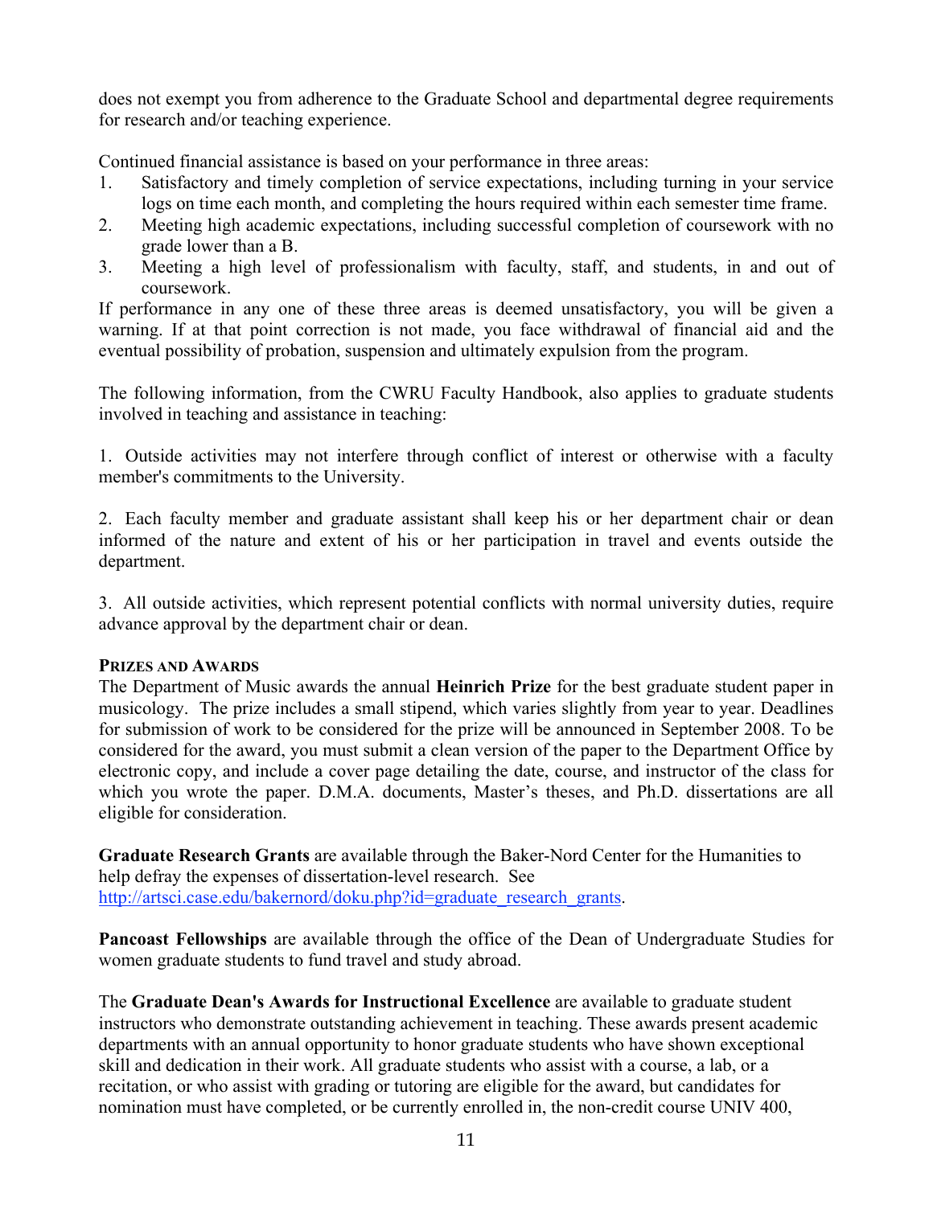does not exempt you from adherence to the Graduate School and departmental degree requirements for research and/or teaching experience.

Continued financial assistance is based on your performance in three areas:

1. Satisfactory and timely completion of service expectations, including turning in your service logs on time each month, and completing the hours required within each semester time frame.
2. Meeting high academic expectations, including successful completion of coursework with no grade lower than a B.
3. Meeting a high level of professionalism with faculty, staff, and students, in and out of coursework.

If performance in any one of these three areas is deemed unsatisfactory, you will be given a warning. If at that point correction is not made, you face withdrawal of financial aid and the eventual possibility of probation, suspension and ultimately expulsion from the program.

The following information, from the CWRU Faculty Handbook, also applies to graduate students involved in teaching and assistance in teaching:

1. Outside activities may not interfere through conflict of interest or otherwise with a faculty member's commitments to the University.

2. Each faculty member and graduate assistant shall keep his or her department chair or dean informed of the nature and extent of his or her participation in travel and events outside the department.

3. All outside activities, which represent potential conflicts with normal university duties, require advance approval by the department chair or dean.

**PRIZES AND AWARDS**

The Department of Music awards the annual **Heinrich Prize** for the best graduate student paper in musicology. The prize includes a small stipend, which varies slightly from year to year. Deadlines for submission of work to be considered for the prize will be announced in September 2008. To be considered for the award, you must submit a clean version of the paper to the Department Office by electronic copy, and include a cover page detailing the date, course, and instructor of the class for which you wrote the paper. D.M.A. documents, Master's theses, and Ph.D. dissertations are all eligible for consideration.

**Graduate Research Grants** are available through the Baker-Nord Center for the Humanities to help defray the expenses of dissertation-level research. See [http://artsci.case.edu/bakernord/doku.php?id=graduate_research_grants](http://artsci.case.edu/bakernord/doku.php?id=graduate_research_grants).

**Pancoast Fellowships** are available through the office of the Dean of Undergraduate Studies for women graduate students to fund travel and study abroad.

The **Graduate Dean's Awards for Instructional Excellence** are available to graduate student instructors who demonstrate outstanding achievement in teaching. These awards present academic departments with an annual opportunity to honor graduate students who have shown exceptional skill and dedication in their work. All graduate students who assist with a course, a lab, or a recitation, or who assist with grading or tutoring are eligible for the award, but candidates for nomination must have completed, or be currently enrolled in, the non-credit course UNIV 400,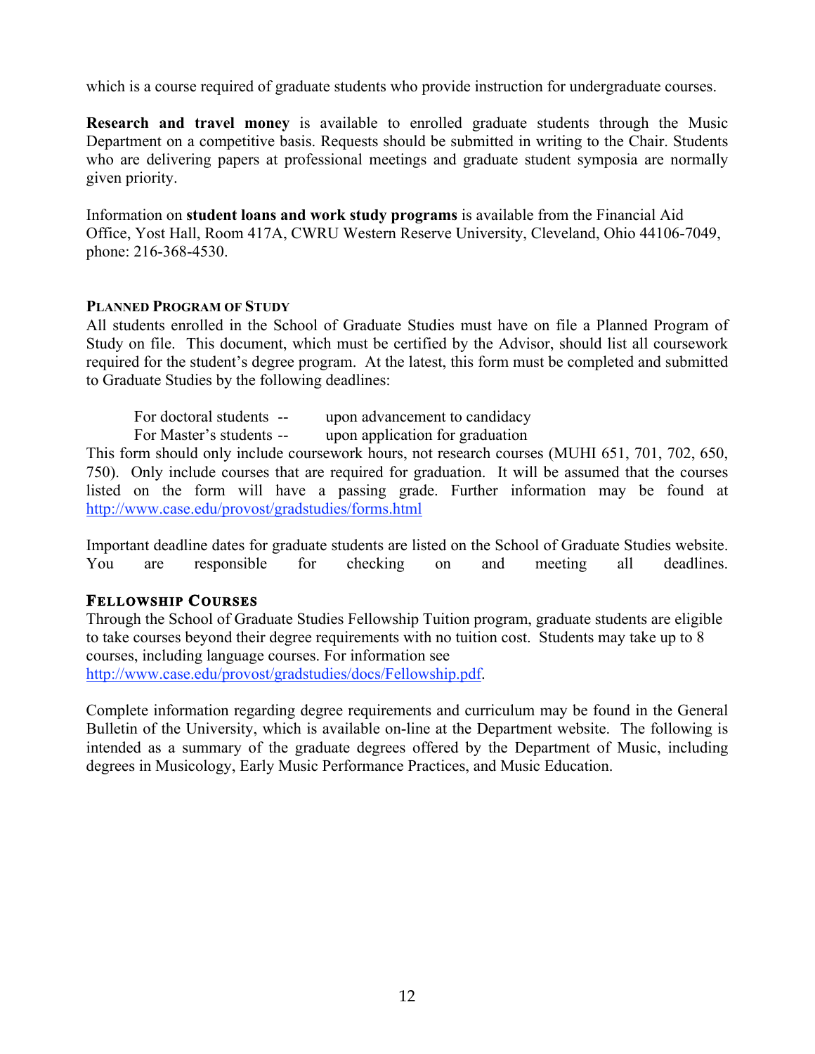which is a course required of graduate students who provide instruction for undergraduate courses.

**Research and travel money** is available to enrolled graduate students through the Music Department on a competitive basis. Requests should be submitted in writing to the Chair. Students who are delivering papers at professional meetings and graduate student symposia are normally given priority.

Information on **student loans and work study programs** is available from the Financial Aid Office, Yost Hall, Room 417A, CWRU Western Reserve University, Cleveland, Ohio 44106-7049, phone: 216-368-4530.

### PLANNED PROGRAM OF STUDY

All students enrolled in the School of Graduate Studies must have on file a Planned Program of Study on file. This document, which must be certified by the Advisor, should list all coursework required for the student's degree program. At the latest, this form must be completed and submitted to Graduate Studies by the following deadlines:

For doctoral students -- upon advancement to candidacy
For Master's students -- upon application for graduation

This form should only include coursework hours, not research courses (MUHI 651, 701, 702, 650, 750). Only include courses that are required for graduation. It will be assumed that the courses listed on the form will have a passing grade. Further information may be found at http://www.case.edu/provost/gradstudies/forms.html

Important deadline dates for graduate students are listed on the School of Graduate Studies website. You are responsible for checking on and meeting all deadlines.

### FELLOWSHIP COURSES

Through the School of Graduate Studies Fellowship Tuition program, graduate students are eligible to take courses beyond their degree requirements with no tuition cost. Students may take up to 8 courses, including language courses. For information see http://www.case.edu/provost/gradstudies/docs/Fellowship.pdf.

Complete information regarding degree requirements and curriculum may be found in the General Bulletin of the University, which is available on-line at the Department website. The following is intended as a summary of the graduate degrees offered by the Department of Music, including degrees in Musicology, Early Music Performance Practices, and Music Education.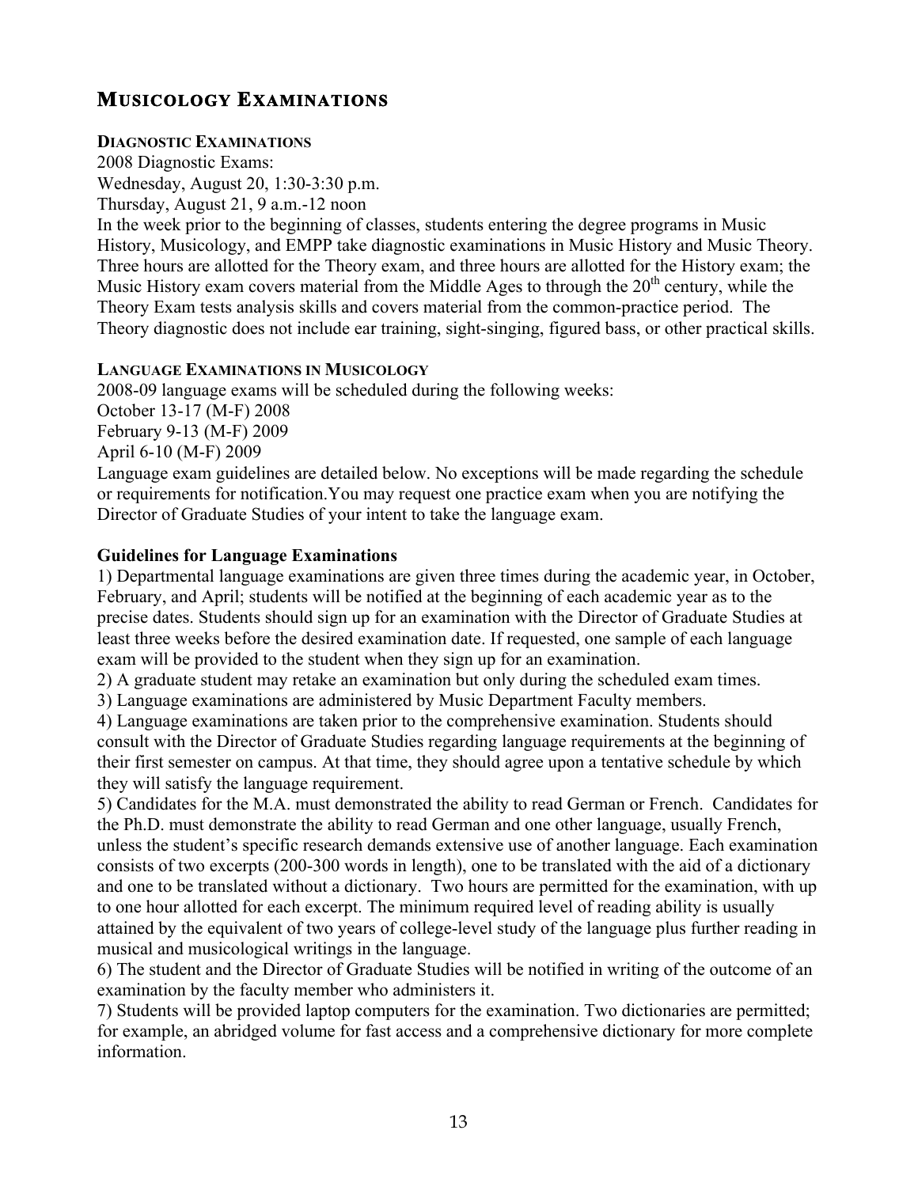## MUSICOLOGY EXAMINATIONS

### DIAGNOSTIC EXAMINATIONS

2008 Diagnostic Exams:
Wednesday, August 20, 1:30-3:30 p.m.
Thursday, August 21, 9 a.m.-12 noon
In the week prior to the beginning of classes, students entering the degree programs in Music History, Musicology, and EMPP take diagnostic examinations in Music History and Music Theory. Three hours are allotted for the Theory exam, and three hours are allotted for the History exam; the Music History exam covers material from the Middle Ages to through the 20th century, while the Theory Exam tests analysis skills and covers material from the common-practice period. The Theory diagnostic does not include ear training, sight-singing, figured bass, or other practical skills.

### LANGUAGE EXAMINATIONS IN MUSICOLOGY

2008-09 language exams will be scheduled during the following weeks:
October 13-17 (M-F) 2008
February 9-13 (M-F) 2009
April 6-10 (M-F) 2009
Language exam guidelines are detailed below. No exceptions will be made regarding the schedule or requirements for notification.You may request one practice exam when you are notifying the Director of Graduate Studies of your intent to take the language exam.

**Guidelines for Language Examinations**

1) Departmental language examinations are given three times during the academic year, in October, February, and April; students will be notified at the beginning of each academic year as to the precise dates. Students should sign up for an examination with the Director of Graduate Studies at least three weeks before the desired examination date. If requested, one sample of each language exam will be provided to the student when they sign up for an examination.
2) A graduate student may retake an examination but only during the scheduled exam times.
3) Language examinations are administered by Music Department Faculty members.
4) Language examinations are taken prior to the comprehensive examination. Students should consult with the Director of Graduate Studies regarding language requirements at the beginning of their first semester on campus. At that time, they should agree upon a tentative schedule by which they will satisfy the language requirement.
5) Candidates for the M.A. must demonstrated the ability to read German or French. Candidates for the Ph.D. must demonstrate the ability to read German and one other language, usually French, unless the student's specific research demands extensive use of another language. Each examination consists of two excerpts (200-300 words in length), one to be translated with the aid of a dictionary and one to be translated without a dictionary. Two hours are permitted for the examination, with up to one hour allotted for each excerpt. The minimum required level of reading ability is usually attained by the equivalent of two years of college-level study of the language plus further reading in musical and musicological writings in the language.
6) The student and the Director of Graduate Studies will be notified in writing of the outcome of an examination by the faculty member who administers it.
7) Students will be provided laptop computers for the examination. Two dictionaries are permitted; for example, an abridged volume for fast access and a comprehensive dictionary for more complete information.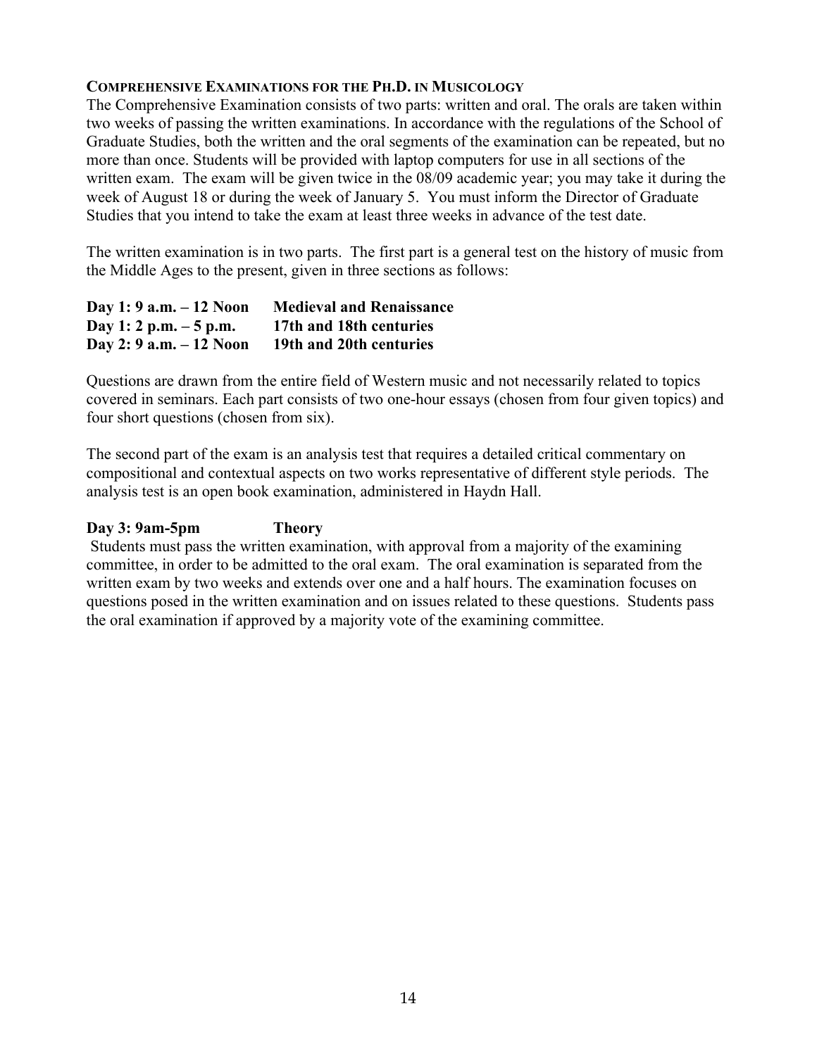## COMPREHENSIVE EXAMINATIONS FOR THE PH.D. IN MUSICOLOGY

The Comprehensive Examination consists of two parts: written and oral. The orals are taken within two weeks of passing the written examinations. In accordance with the regulations of the School of Graduate Studies, both the written and the oral segments of the examination can be repeated, but no more than once. Students will be provided with laptop computers for use in all sections of the written exam. The exam will be given twice in the 08/09 academic year; you may take it during the week of August 18 or during the week of January 5. You must inform the Director of Graduate Studies that you intend to take the exam at least three weeks in advance of the test date.

The written examination is in two parts. The first part is a general test on the history of music from the Middle Ages to the present, given in three sections as follows:

**Day 1: 9 a.m. – 12 Noon** **Medieval and Renaissance**
**Day 1: 2 p.m. – 5 p.m.** **17th and 18th centuries**
**Day 2: 9 a.m. – 12 Noon** **19th and 20th centuries**

Questions are drawn from the entire field of Western music and not necessarily related to topics covered in seminars. Each part consists of two one-hour essays (chosen from four given topics) and four short questions (chosen from six).

The second part of the exam is an analysis test that requires a detailed critical commentary on compositional and contextual aspects on two works representative of different style periods. The analysis test is an open book examination, administered in Haydn Hall.

**Day 3: 9am-5pm** **Theory**

Students must pass the written examination, with approval from a majority of the examining committee, in order to be admitted to the oral exam. The oral examination is separated from the written exam by two weeks and extends over one and a half hours. The examination focuses on questions posed in the written examination and on issues related to these questions. Students pass the oral examination if approved by a majority vote of the examining committee.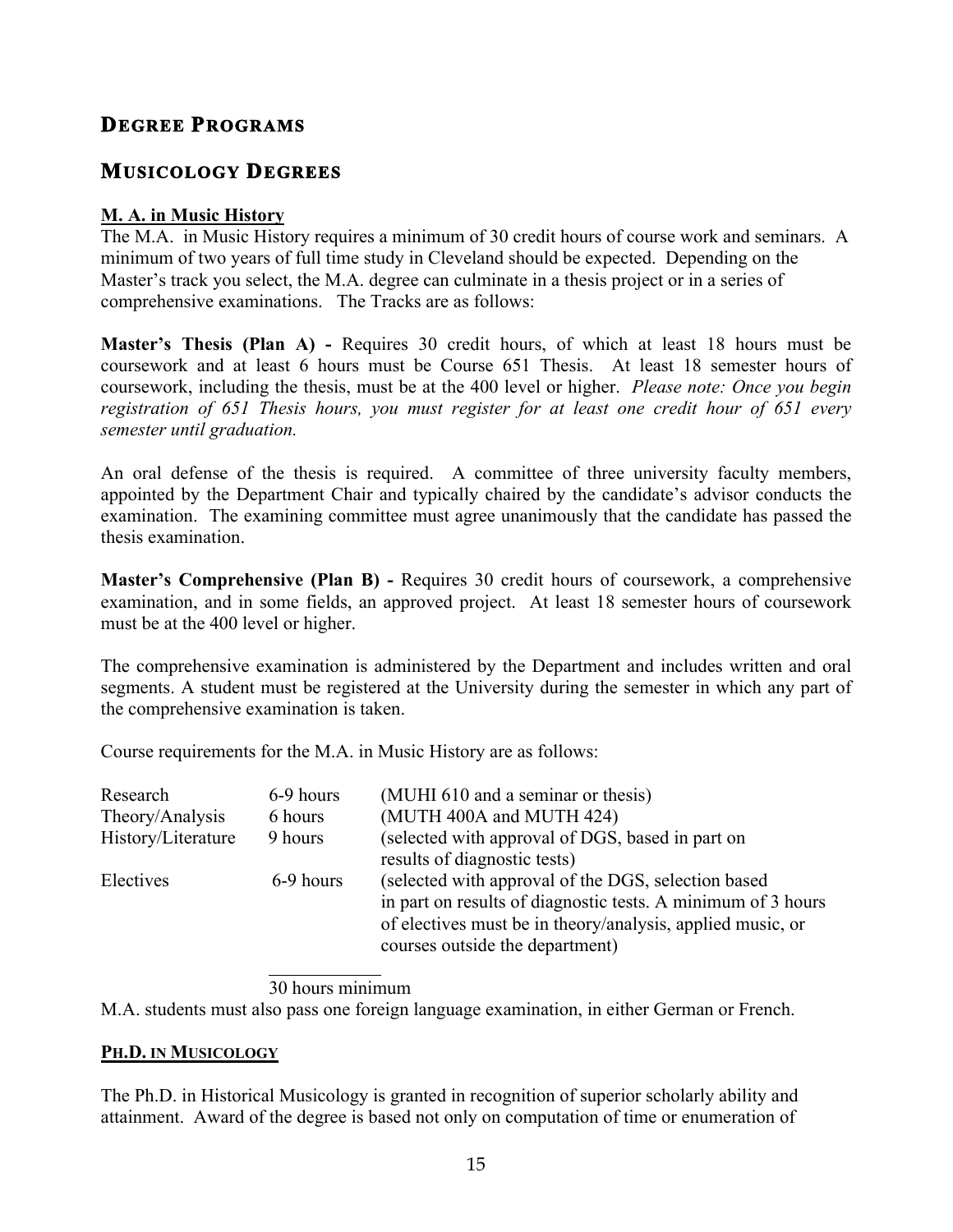# DEGREE PROGRAMS

## MUSICOLOGY DEGREES

### M. A. in Music History

The M.A. in Music History requires a minimum of 30 credit hours of course work and seminars. A minimum of two years of full time study in Cleveland should be expected. Depending on the Master's track you select, the M.A. degree can culminate in a thesis project or in a series of comprehensive examinations. The Tracks are as follows:

**Master's Thesis (Plan A) -** Requires 30 credit hours, of which at least 18 hours must be coursework and at least 6 hours must be Course 651 Thesis. At least 18 semester hours of coursework, including the thesis, must be at the 400 level or higher. *Please note: Once you begin registration of 651 Thesis hours, you must register for at least one credit hour of 651 every semester until graduation.*

An oral defense of the thesis is required. A committee of three university faculty members, appointed by the Department Chair and typically chaired by the candidate's advisor conducts the examination. The examining committee must agree unanimously that the candidate has passed the thesis examination.

**Master's Comprehensive (Plan B) -** Requires 30 credit hours of coursework, a comprehensive examination, and in some fields, an approved project. At least 18 semester hours of coursework must be at the 400 level or higher.

The comprehensive examination is administered by the Department and includes written and oral segments. A student must be registered at the University during the semester in which any part of the comprehensive examination is taken.

Course requirements for the M.A. in Music History are as follows:

| Area | Hours | Description |
|---|---|---|
| Research | 6-9 hours | (MUHI 610 and a seminar or thesis) |
| Theory/Analysis | 6 hours | (MUTH 400A and MUTH 424) |
| History/Literature | 9 hours | (selected with approval of DGS, based in part on results of diagnostic tests) |
| Electives | 6-9 hours | (selected with approval of the DGS, selection based in part on results of diagnostic tests. A minimum of 3 hours of electives must be in theory/analysis, applied music, or courses outside the department) |
| | 30 hours minimum | |

M.A. students must also pass one foreign language examination, in either German or French.

### PH.D. IN MUSICOLOGY

The Ph.D. in Historical Musicology is granted in recognition of superior scholarly ability and attainment. Award of the degree is based not only on computation of time or enumeration of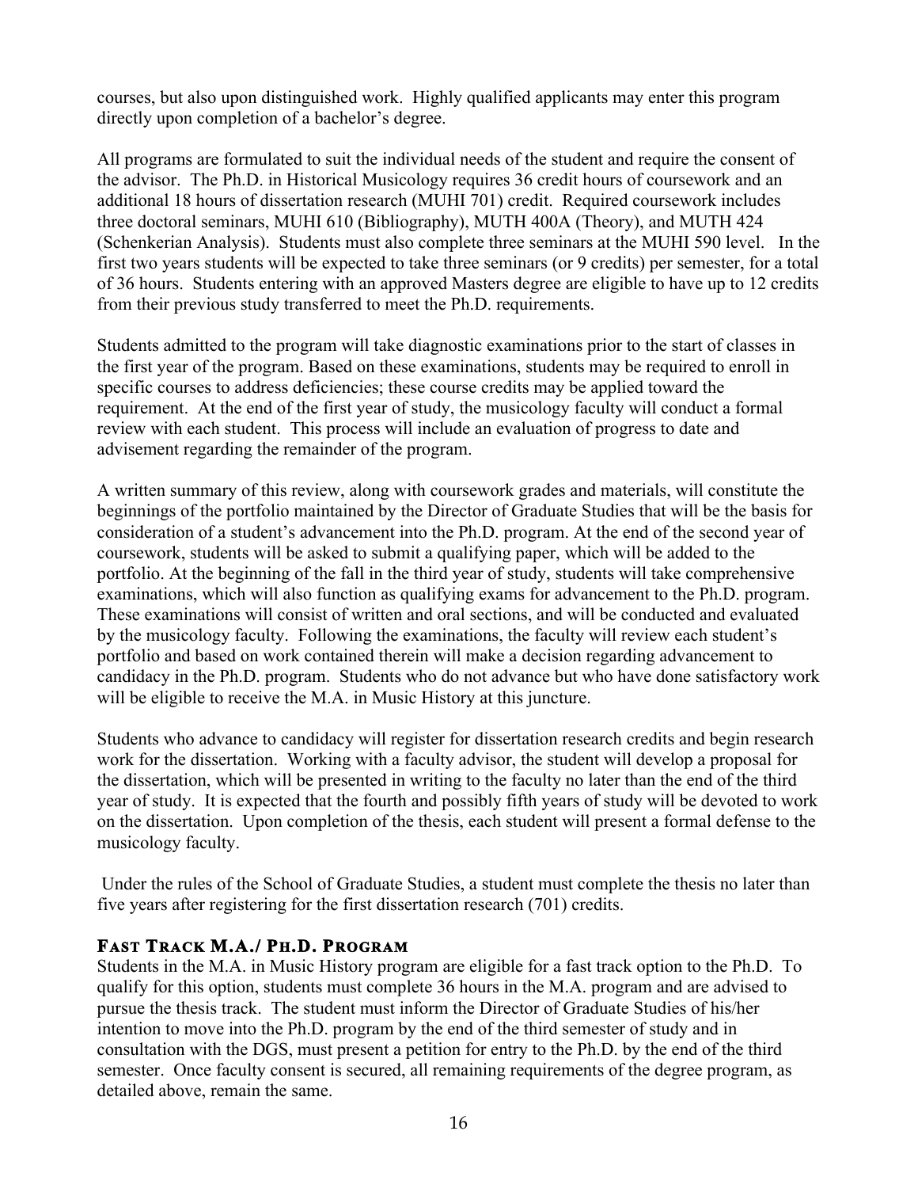courses, but also upon distinguished work. Highly qualified applicants may enter this program directly upon completion of a bachelor's degree.

All programs are formulated to suit the individual needs of the student and require the consent of the advisor. The Ph.D. in Historical Musicology requires 36 credit hours of coursework and an additional 18 hours of dissertation research (MUHI 701) credit. Required coursework includes three doctoral seminars, MUHI 610 (Bibliography), MUTH 400A (Theory), and MUTH 424 (Schenkerian Analysis). Students must also complete three seminars at the MUHI 590 level. In the first two years students will be expected to take three seminars (or 9 credits) per semester, for a total of 36 hours. Students entering with an approved Masters degree are eligible to have up to 12 credits from their previous study transferred to meet the Ph.D. requirements.

Students admitted to the program will take diagnostic examinations prior to the start of classes in the first year of the program. Based on these examinations, students may be required to enroll in specific courses to address deficiencies; these course credits may be applied toward the requirement. At the end of the first year of study, the musicology faculty will conduct a formal review with each student. This process will include an evaluation of progress to date and advisement regarding the remainder of the program.

A written summary of this review, along with coursework grades and materials, will constitute the beginnings of the portfolio maintained by the Director of Graduate Studies that will be the basis for consideration of a student's advancement into the Ph.D. program. At the end of the second year of coursework, students will be asked to submit a qualifying paper, which will be added to the portfolio. At the beginning of the fall in the third year of study, students will take comprehensive examinations, which will also function as qualifying exams for advancement to the Ph.D. program. These examinations will consist of written and oral sections, and will be conducted and evaluated by the musicology faculty. Following the examinations, the faculty will review each student's portfolio and based on work contained therein will make a decision regarding advancement to candidacy in the Ph.D. program. Students who do not advance but who have done satisfactory work will be eligible to receive the M.A. in Music History at this juncture.

Students who advance to candidacy will register for dissertation research credits and begin research work for the dissertation. Working with a faculty advisor, the student will develop a proposal for the dissertation, which will be presented in writing to the faculty no later than the end of the third year of study. It is expected that the fourth and possibly fifth years of study will be devoted to work on the dissertation. Upon completion of the thesis, each student will present a formal defense to the musicology faculty.

Under the rules of the School of Graduate Studies, a student must complete the thesis no later than five years after registering for the first dissertation research (701) credits.

### Fast Track M.A./ Ph.D. Program

Students in the M.A. in Music History program are eligible for a fast track option to the Ph.D. To qualify for this option, students must complete 36 hours in the M.A. program and are advised to pursue the thesis track. The student must inform the Director of Graduate Studies of his/her intention to move into the Ph.D. program by the end of the third semester of study and in consultation with the DGS, must present a petition for entry to the Ph.D. by the end of the third semester. Once faculty consent is secured, all remaining requirements of the degree program, as detailed above, remain the same.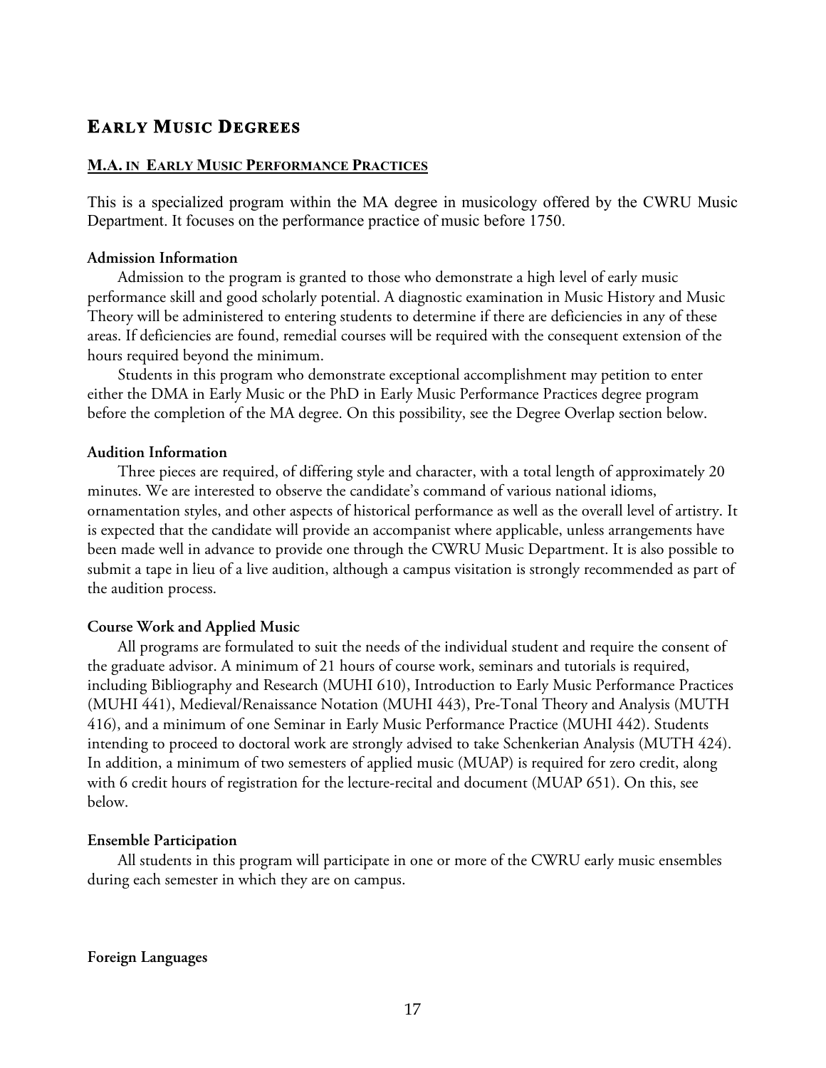# Early Music Degrees

## M.A. in Early Music Performance Practices

This is a specialized program within the MA degree in musicology offered by the CWRU Music Department. It focuses on the performance practice of music before 1750.

### Admission Information

Admission to the program is granted to those who demonstrate a high level of early music performance skill and good scholarly potential. A diagnostic examination in Music History and Music Theory will be administered to entering students to determine if there are deficiencies in any of these areas. If deficiencies are found, remedial courses will be required with the consequent extension of the hours required beyond the minimum.

Students in this program who demonstrate exceptional accomplishment may petition to enter either the DMA in Early Music or the PhD in Early Music Performance Practices degree program before the completion of the MA degree. On this possibility, see the Degree Overlap section below.

### Audition Information

Three pieces are required, of differing style and character, with a total length of approximately 20 minutes. We are interested to observe the candidate's command of various national idioms, ornamentation styles, and other aspects of historical performance as well as the overall level of artistry. It is expected that the candidate will provide an accompanist where applicable, unless arrangements have been made well in advance to provide one through the CWRU Music Department. It is also possible to submit a tape in lieu of a live audition, although a campus visitation is strongly recommended as part of the audition process.

### Course Work and Applied Music

All programs are formulated to suit the needs of the individual student and require the consent of the graduate advisor. A minimum of 21 hours of course work, seminars and tutorials is required, including Bibliography and Research (MUHI 610), Introduction to Early Music Performance Practices (MUHI 441), Medieval/Renaissance Notation (MUHI 443), Pre-Tonal Theory and Analysis (MUTH 416), and a minimum of one Seminar in Early Music Performance Practice (MUHI 442). Students intending to proceed to doctoral work are strongly advised to take Schenkerian Analysis (MUTH 424). In addition, a minimum of two semesters of applied music (MUAP) is required for zero credit, along with 6 credit hours of registration for the lecture-recital and document (MUAP 651). On this, see below.

### Ensemble Participation

All students in this program will participate in one or more of the CWRU early music ensembles during each semester in which they are on campus.

### Foreign Languages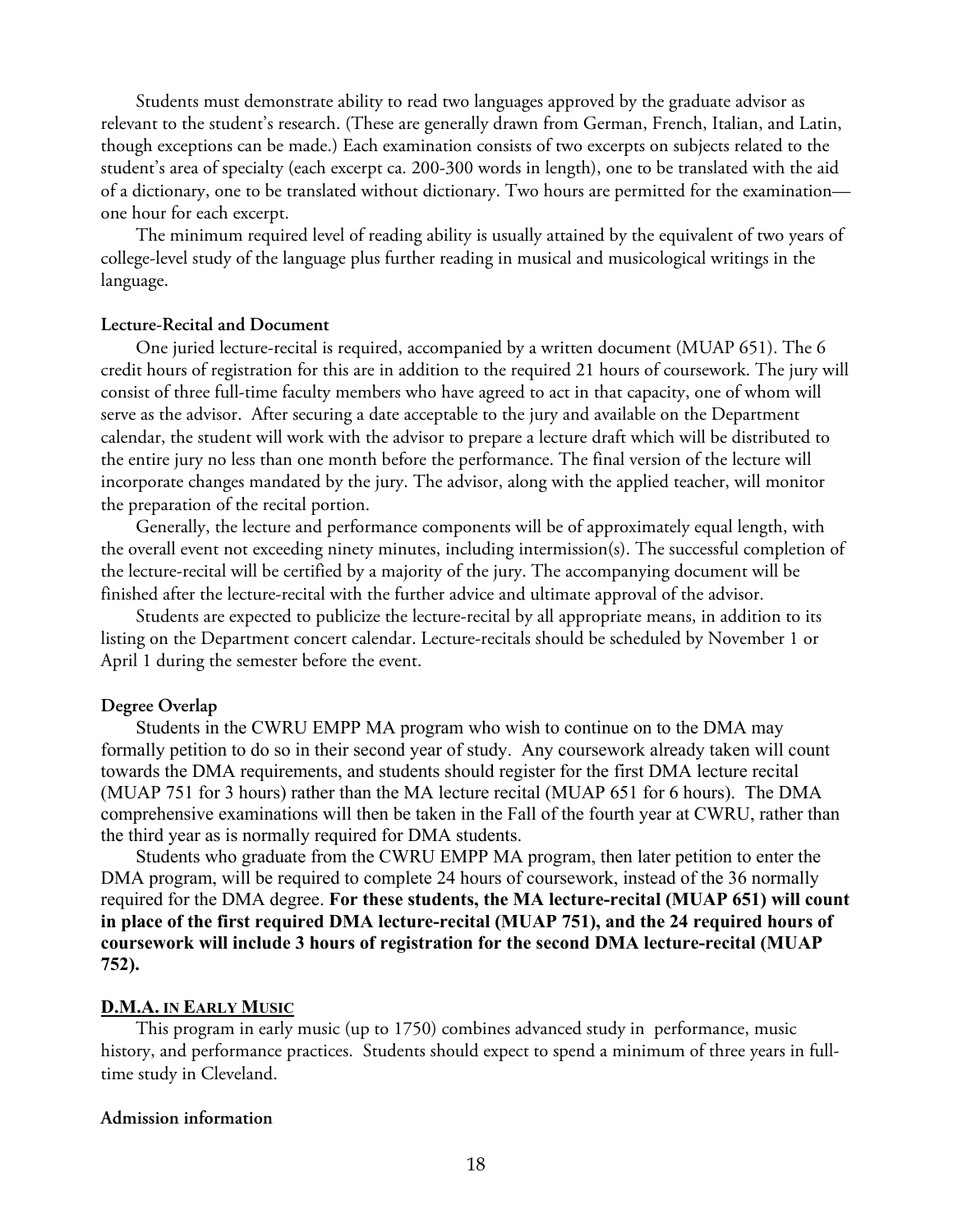Students must demonstrate ability to read two languages approved by the graduate advisor as relevant to the student's research. (These are generally drawn from German, French, Italian, and Latin, though exceptions can be made.) Each examination consists of two excerpts on subjects related to the student's area of specialty (each excerpt ca. 200-300 words in length), one to be translated with the aid of a dictionary, one to be translated without dictionary. Two hours are permitted for the examination—one hour for each excerpt.

The minimum required level of reading ability is usually attained by the equivalent of two years of college-level study of the language plus further reading in musical and musicological writings in the language.

**Lecture-Recital and Document**

One juried lecture-recital is required, accompanied by a written document (MUAP 651). The 6 credit hours of registration for this are in addition to the required 21 hours of coursework. The jury will consist of three full-time faculty members who have agreed to act in that capacity, one of whom will serve as the advisor. After securing a date acceptable to the jury and available on the Department calendar, the student will work with the advisor to prepare a lecture draft which will be distributed to the entire jury no less than one month before the performance. The final version of the lecture will incorporate changes mandated by the jury. The advisor, along with the applied teacher, will monitor the preparation of the recital portion.

Generally, the lecture and performance components will be of approximately equal length, with the overall event not exceeding ninety minutes, including intermission(s). The successful completion of the lecture-recital will be certified by a majority of the jury. The accompanying document will be finished after the lecture-recital with the further advice and ultimate approval of the advisor.

Students are expected to publicize the lecture-recital by all appropriate means, in addition to its listing on the Department concert calendar. Lecture-recitals should be scheduled by November 1 or April 1 during the semester before the event.

**Degree Overlap**

Students in the CWRU EMPP MA program who wish to continue on to the DMA may formally petition to do so in their second year of study. Any coursework already taken will count towards the DMA requirements, and students should register for the first DMA lecture recital (MUAP 751 for 3 hours) rather than the MA lecture recital (MUAP 651 for 6 hours). The DMA comprehensive examinations will then be taken in the Fall of the fourth year at CWRU, rather than the third year as is normally required for DMA students.

Students who graduate from the CWRU EMPP MA program, then later petition to enter the DMA program, will be required to complete 24 hours of coursework, instead of the 36 normally required for the DMA degree. **For these students, the MA lecture-recital (MUAP 651) will count in place of the first required DMA lecture-recital (MUAP 751), and the 24 required hours of coursework will include 3 hours of registration for the second DMA lecture-recital (MUAP 752).**

## D.M.A. IN EARLY MUSIC

This program in early music (up to 1750) combines advanced study in performance, music history, and performance practices. Students should expect to spend a minimum of three years in full-time study in Cleveland.

**Admission information**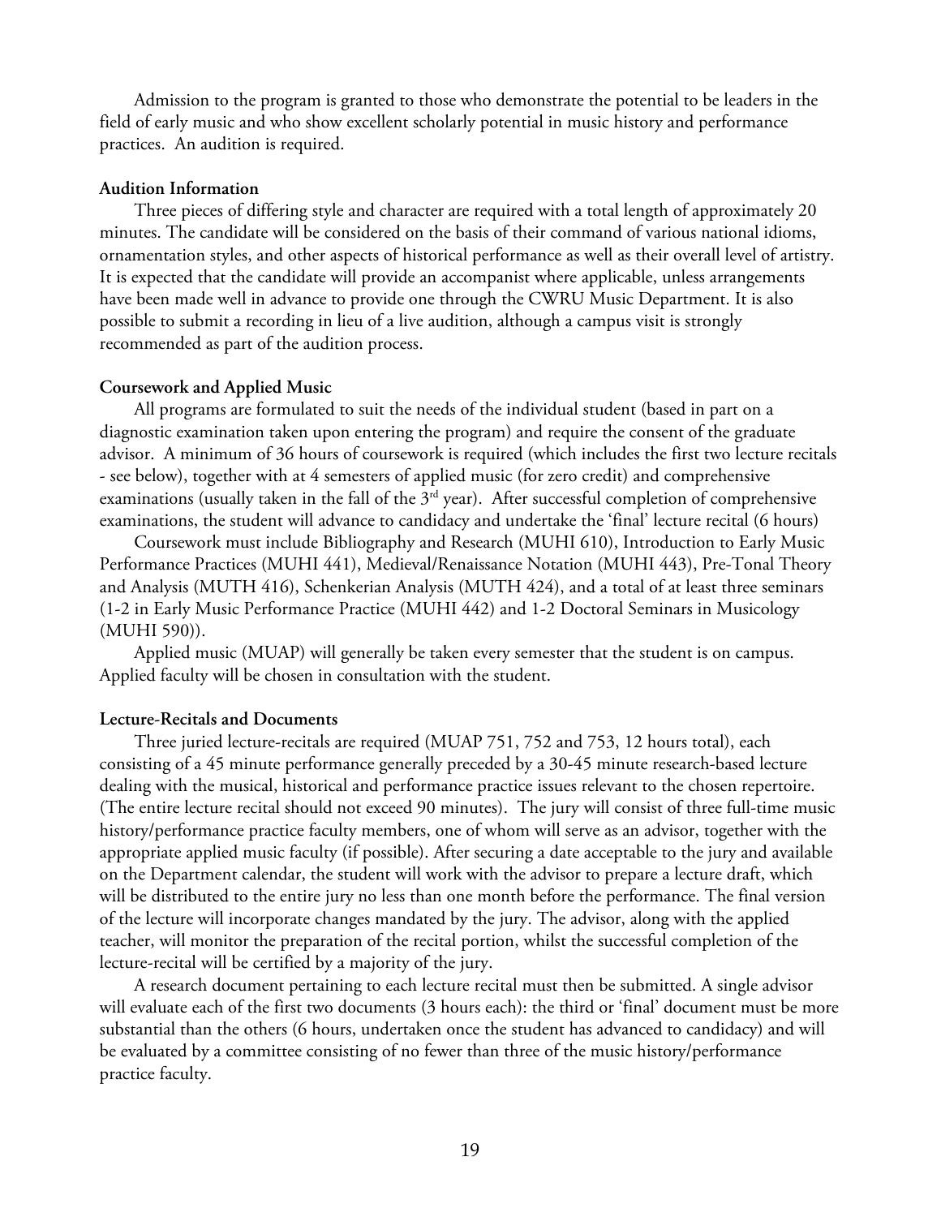Admission to the program is granted to those who demonstrate the potential to be leaders in the field of early music and who show excellent scholarly potential in music history and performance practices. An audition is required.

**Audition Information**

Three pieces of differing style and character are required with a total length of approximately 20 minutes. The candidate will be considered on the basis of their command of various national idioms, ornamentation styles, and other aspects of historical performance as well as their overall level of artistry. It is expected that the candidate will provide an accompanist where applicable, unless arrangements have been made well in advance to provide one through the CWRU Music Department. It is also possible to submit a recording in lieu of a live audition, although a campus visit is strongly recommended as part of the audition process.

**Coursework and Applied Music**

All programs are formulated to suit the needs of the individual student (based in part on a diagnostic examination taken upon entering the program) and require the consent of the graduate advisor. A minimum of 36 hours of coursework is required (which includes the first two lecture recitals - see below), together with at 4 semesters of applied music (for zero credit) and comprehensive examinations (usually taken in the fall of the 3rd year). After successful completion of comprehensive examinations, the student will advance to candidacy and undertake the 'final' lecture recital (6 hours)

Coursework must include Bibliography and Research (MUHI 610), Introduction to Early Music Performance Practices (MUHI 441), Medieval/Renaissance Notation (MUHI 443), Pre-Tonal Theory and Analysis (MUTH 416), Schenkerian Analysis (MUTH 424), and a total of at least three seminars (1-2 in Early Music Performance Practice (MUHI 442) and 1-2 Doctoral Seminars in Musicology (MUHI 590)).

Applied music (MUAP) will generally be taken every semester that the student is on campus. Applied faculty will be chosen in consultation with the student.

**Lecture-Recitals and Documents**

Three juried lecture-recitals are required (MUAP 751, 752 and 753, 12 hours total), each consisting of a 45 minute performance generally preceded by a 30-45 minute research-based lecture dealing with the musical, historical and performance practice issues relevant to the chosen repertoire. (The entire lecture recital should not exceed 90 minutes). The jury will consist of three full-time music history/performance practice faculty members, one of whom will serve as an advisor, together with the appropriate applied music faculty (if possible). After securing a date acceptable to the jury and available on the Department calendar, the student will work with the advisor to prepare a lecture draft, which will be distributed to the entire jury no less than one month before the performance. The final version of the lecture will incorporate changes mandated by the jury. The advisor, along with the applied teacher, will monitor the preparation of the recital portion, whilst the successful completion of the lecture-recital will be certified by a majority of the jury.

A research document pertaining to each lecture recital must then be submitted. A single advisor will evaluate each of the first two documents (3 hours each): the third or 'final' document must be more substantial than the others (6 hours, undertaken once the student has advanced to candidacy) and will be evaluated by a committee consisting of no fewer than three of the music history/performance practice faculty.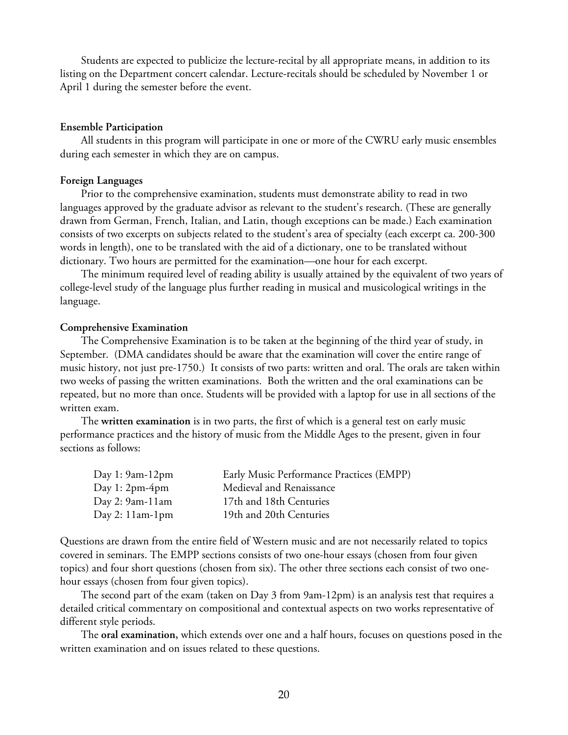Students are expected to publicize the lecture-recital by all appropriate means, in addition to its listing on the Department concert calendar. Lecture-recitals should be scheduled by November 1 or April 1 during the semester before the event.

**Ensemble Participation**

All students in this program will participate in one or more of the CWRU early music ensembles during each semester in which they are on campus.

**Foreign Languages**

Prior to the comprehensive examination, students must demonstrate ability to read in two languages approved by the graduate advisor as relevant to the student's research. (These are generally drawn from German, French, Italian, and Latin, though exceptions can be made.) Each examination consists of two excerpts on subjects related to the student's area of specialty (each excerpt ca. 200-300 words in length), one to be translated with the aid of a dictionary, one to be translated without dictionary. Two hours are permitted for the examination—one hour for each excerpt.

The minimum required level of reading ability is usually attained by the equivalent of two years of college-level study of the language plus further reading in musical and musicological writings in the language.

**Comprehensive Examination**

The Comprehensive Examination is to be taken at the beginning of the third year of study, in September. (DMA candidates should be aware that the examination will cover the entire range of music history, not just pre-1750.) It consists of two parts: written and oral. The orals are taken within two weeks of passing the written examinations. Both the written and the oral examinations can be repeated, but no more than once. Students will be provided with a laptop for use in all sections of the written exam.

The **written examination** is in two parts, the first of which is a general test on early music performance practices and the history of music from the Middle Ages to the present, given in four sections as follows:

| | |
|---|---|
| Day 1: 9am-12pm | Early Music Performance Practices (EMPP) |
| Day 1: 2pm-4pm | Medieval and Renaissance |
| Day 2: 9am-11am | 17th and 18th Centuries |
| Day 2: 11am-1pm | 19th and 20th Centuries |

Questions are drawn from the entire field of Western music and are not necessarily related to topics covered in seminars. The EMPP sections consists of two one-hour essays (chosen from four given topics) and four short questions (chosen from six). The other three sections each consist of two one-hour essays (chosen from four given topics).

The second part of the exam (taken on Day 3 from 9am-12pm) is an analysis test that requires a detailed critical commentary on compositional and contextual aspects on two works representative of different style periods.

The **oral examination,** which extends over one and a half hours, focuses on questions posed in the written examination and on issues related to these questions.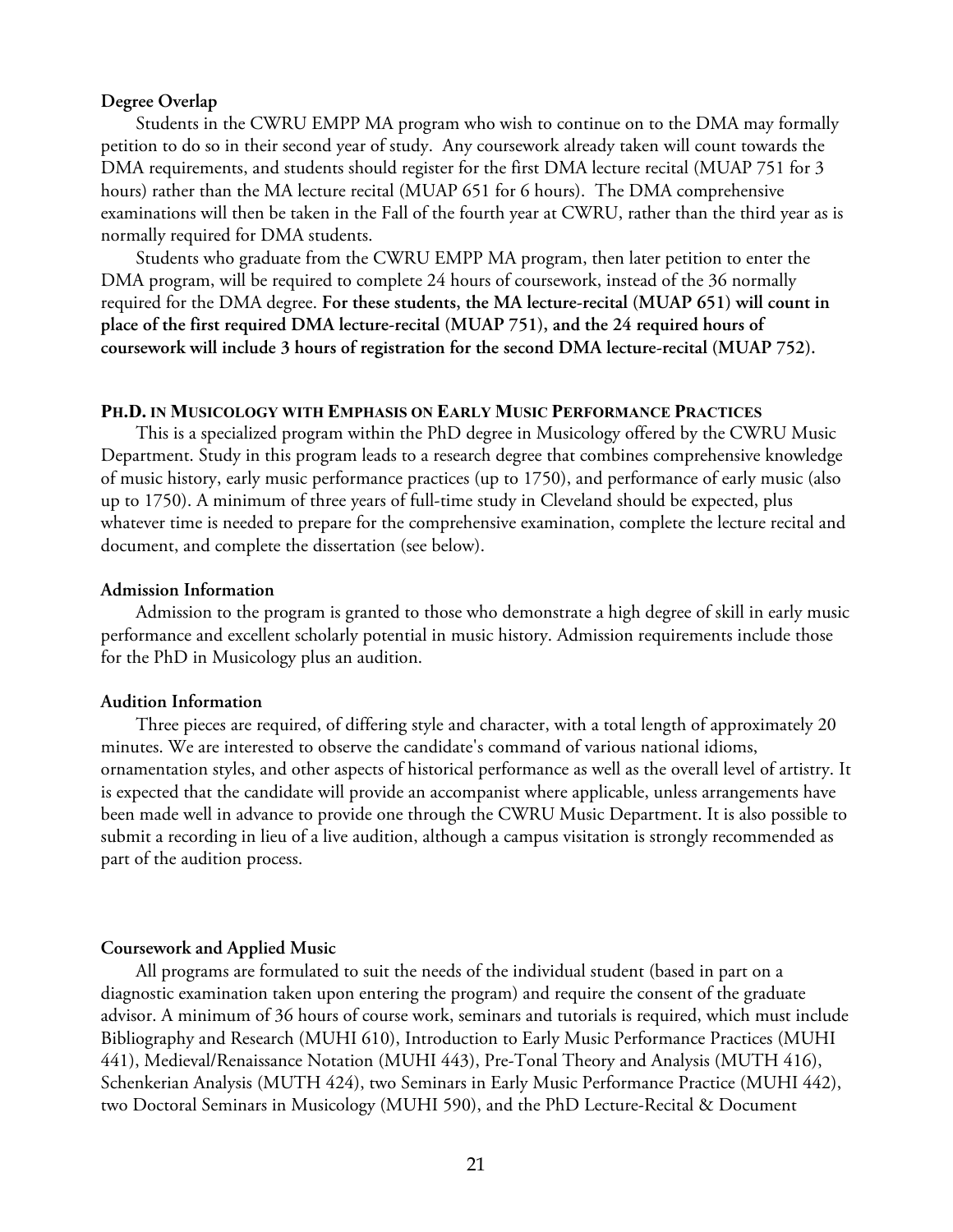**Degree Overlap**

Students in the CWRU EMPP MA program who wish to continue on to the DMA may formally petition to do so in their second year of study. Any coursework already taken will count towards the DMA requirements, and students should register for the first DMA lecture recital (MUAP 751 for 3 hours) rather than the MA lecture recital (MUAP 651 for 6 hours). The DMA comprehensive examinations will then be taken in the Fall of the fourth year at CWRU, rather than the third year as is normally required for DMA students.

Students who graduate from the CWRU EMPP MA program, then later petition to enter the DMA program, will be required to complete 24 hours of coursework, instead of the 36 normally required for the DMA degree. **For these students, the MA lecture-recital (MUAP 651) will count in place of the first required DMA lecture-recital (MUAP 751), and the 24 required hours of coursework will include 3 hours of registration for the second DMA lecture-recital (MUAP 752).**

## PH.D. IN MUSICOLOGY WITH EMPHASIS ON EARLY MUSIC PERFORMANCE PRACTICES

This is a specialized program within the PhD degree in Musicology offered by the CWRU Music Department. Study in this program leads to a research degree that combines comprehensive knowledge of music history, early music performance practices (up to 1750), and performance of early music (also up to 1750). A minimum of three years of full-time study in Cleveland should be expected, plus whatever time is needed to prepare for the comprehensive examination, complete the lecture recital and document, and complete the dissertation (see below).

**Admission Information**

Admission to the program is granted to those who demonstrate a high degree of skill in early music performance and excellent scholarly potential in music history. Admission requirements include those for the PhD in Musicology plus an audition.

**Audition Information**

Three pieces are required, of differing style and character, with a total length of approximately 20 minutes. We are interested to observe the candidate's command of various national idioms, ornamentation styles, and other aspects of historical performance as well as the overall level of artistry. It is expected that the candidate will provide an accompanist where applicable, unless arrangements have been made well in advance to provide one through the CWRU Music Department. It is also possible to submit a recording in lieu of a live audition, although a campus visitation is strongly recommended as part of the audition process.

**Coursework and Applied Music**

All programs are formulated to suit the needs of the individual student (based in part on a diagnostic examination taken upon entering the program) and require the consent of the graduate advisor. A minimum of 36 hours of course work, seminars and tutorials is required, which must include Bibliography and Research (MUHI 610), Introduction to Early Music Performance Practices (MUHI 441), Medieval/Renaissance Notation (MUHI 443), Pre-Tonal Theory and Analysis (MUTH 416), Schenkerian Analysis (MUTH 424), two Seminars in Early Music Performance Practice (MUHI 442), two Doctoral Seminars in Musicology (MUHI 590), and the PhD Lecture-Recital & Document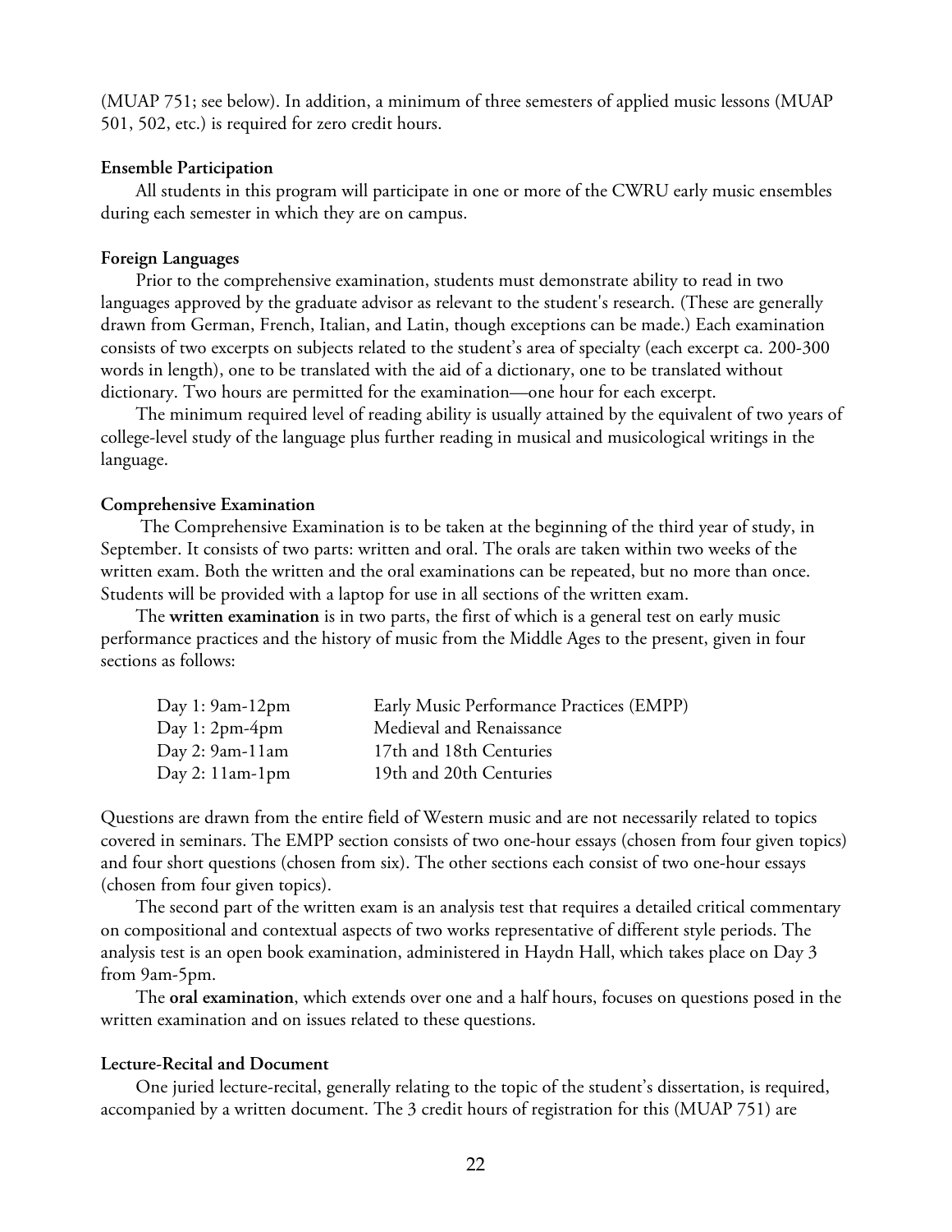(MUAP 751; see below). In addition, a minimum of three semesters of applied music lessons (MUAP 501, 502, etc.) is required for zero credit hours.

**Ensemble Participation**

All students in this program will participate in one or more of the CWRU early music ensembles during each semester in which they are on campus.

**Foreign Languages**

Prior to the comprehensive examination, students must demonstrate ability to read in two languages approved by the graduate advisor as relevant to the student's research. (These are generally drawn from German, French, Italian, and Latin, though exceptions can be made.) Each examination consists of two excerpts on subjects related to the student's area of specialty (each excerpt ca. 200-300 words in length), one to be translated with the aid of a dictionary, one to be translated without dictionary. Two hours are permitted for the examination—one hour for each excerpt.

The minimum required level of reading ability is usually attained by the equivalent of two years of college-level study of the language plus further reading in musical and musicological writings in the language.

**Comprehensive Examination**

The Comprehensive Examination is to be taken at the beginning of the third year of study, in September. It consists of two parts: written and oral. The orals are taken within two weeks of the written exam. Both the written and the oral examinations can be repeated, but no more than once. Students will be provided with a laptop for use in all sections of the written exam.

The **written examination** is in two parts, the first of which is a general test on early music performance practices and the history of music from the Middle Ages to the present, given in four sections as follows:

| | |
|---|---|
| Day 1: 9am-12pm | Early Music Performance Practices (EMPP) |
| Day 1: 2pm-4pm | Medieval and Renaissance |
| Day 2: 9am-11am | 17th and 18th Centuries |
| Day 2: 11am-1pm | 19th and 20th Centuries |

Questions are drawn from the entire field of Western music and are not necessarily related to topics covered in seminars. The EMPP section consists of two one-hour essays (chosen from four given topics) and four short questions (chosen from six). The other sections each consist of two one-hour essays (chosen from four given topics).

The second part of the written exam is an analysis test that requires a detailed critical commentary on compositional and contextual aspects of two works representative of different style periods. The analysis test is an open book examination, administered in Haydn Hall, which takes place on Day 3 from 9am-5pm.

The **oral examination**, which extends over one and a half hours, focuses on questions posed in the written examination and on issues related to these questions.

**Lecture-Recital and Document**

One juried lecture-recital, generally relating to the topic of the student's dissertation, is required, accompanied by a written document. The 3 credit hours of registration for this (MUAP 751) are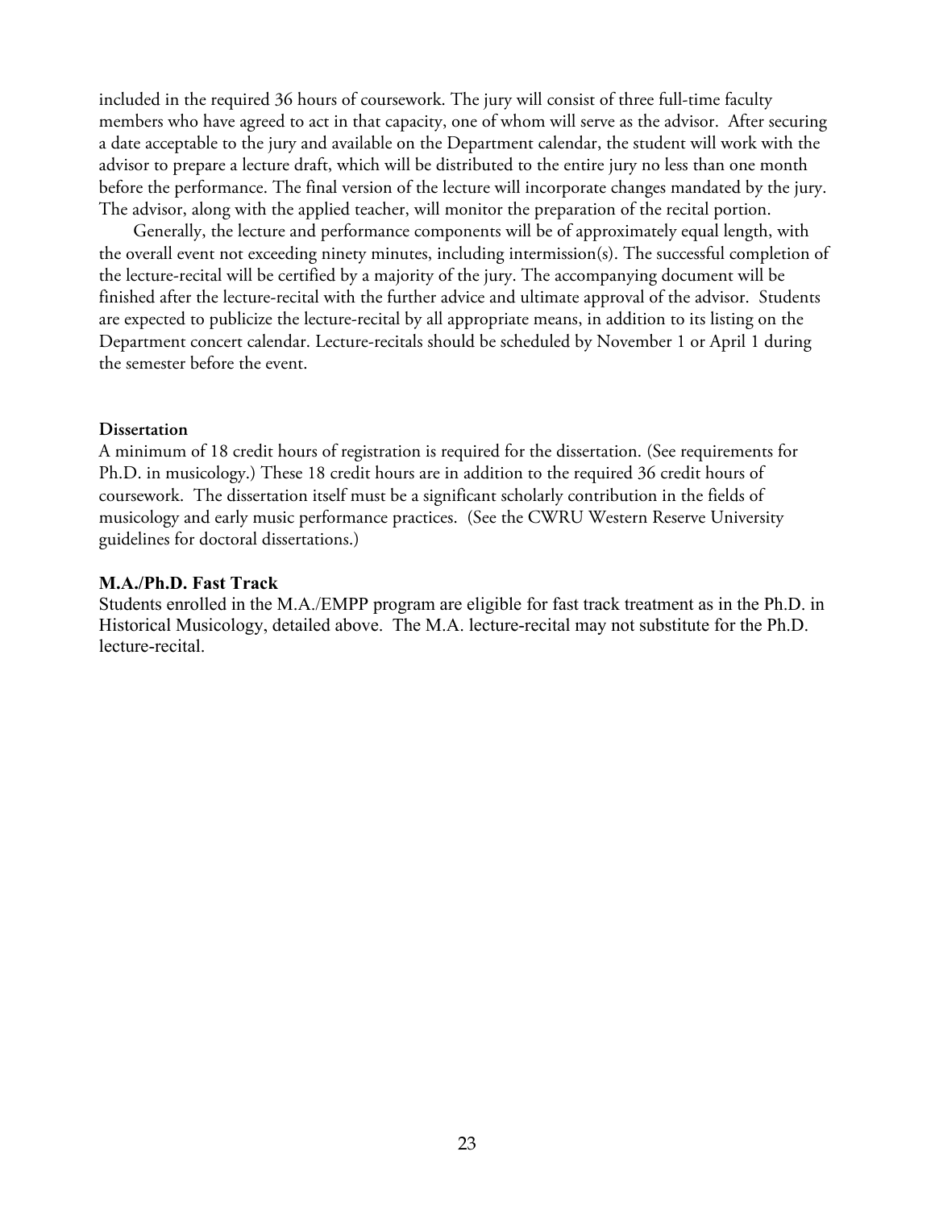included in the required 36 hours of coursework. The jury will consist of three full-time faculty members who have agreed to act in that capacity, one of whom will serve as the advisor. After securing a date acceptable to the jury and available on the Department calendar, the student will work with the advisor to prepare a lecture draft, which will be distributed to the entire jury no less than one month before the performance. The final version of the lecture will incorporate changes mandated by the jury. The advisor, along with the applied teacher, will monitor the preparation of the recital portion.

Generally, the lecture and performance components will be of approximately equal length, with the overall event not exceeding ninety minutes, including intermission(s). The successful completion of the lecture-recital will be certified by a majority of the jury. The accompanying document will be finished after the lecture-recital with the further advice and ultimate approval of the advisor. Students are expected to publicize the lecture-recital by all appropriate means, in addition to its listing on the Department concert calendar. Lecture-recitals should be scheduled by November 1 or April 1 during the semester before the event.

**Dissertation**

A minimum of 18 credit hours of registration is required for the dissertation. (See requirements for Ph.D. in musicology.) These 18 credit hours are in addition to the required 36 credit hours of coursework. The dissertation itself must be a significant scholarly contribution in the fields of musicology and early music performance practices. (See the CWRU Western Reserve University guidelines for doctoral dissertations.)

**M.A./Ph.D. Fast Track**

Students enrolled in the M.A./EMPP program are eligible for fast track treatment as in the Ph.D. in Historical Musicology, detailed above. The M.A. lecture-recital may not substitute for the Ph.D. lecture-recital.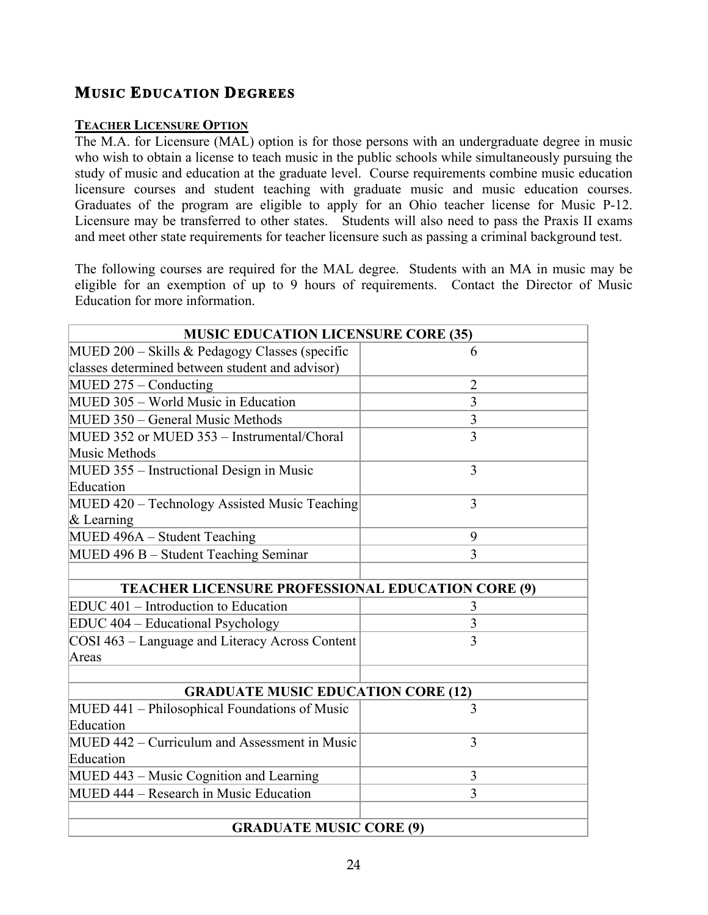## MUSIC EDUCATION DEGREES

**TEACHER LICENSURE OPTION**

The M.A. for Licensure (MAL) option is for those persons with an undergraduate degree in music who wish to obtain a license to teach music in the public schools while simultaneously pursuing the study of music and education at the graduate level. Course requirements combine music education licensure courses and student teaching with graduate music and music education courses. Graduates of the program are eligible to apply for an Ohio teacher license for Music P-12. Licensure may be transferred to other states. Students will also need to pass the Praxis II exams and meet other state requirements for teacher licensure such as passing a criminal background test.

The following courses are required for the MAL degree. Students with an MA in music may be eligible for an exemption of up to 9 hours of requirements. Contact the Director of Music Education for more information.

| MUSIC EDUCATION LICENSURE CORE (35) | |
|---|---|
| MUED 200 – Skills & Pedagogy Classes (specific classes determined between student and advisor) | 6 |
| MUED 275 – Conducting | 2 |
| MUED 305 – World Music in Education | 3 |
| MUED 350 – General Music Methods | 3 |
| MUED 352 or MUED 353 – Instrumental/Choral Music Methods | 3 |
| MUED 355 – Instructional Design in Music Education | 3 |
| MUED 420 – Technology Assisted Music Teaching & Learning | 3 |
| MUED 496A – Student Teaching | 9 |
| MUED 496 B – Student Teaching Seminar | 3 |
| | |
| **TEACHER LICENSURE PROFESSIONAL EDUCATION CORE (9)** | |
| EDUC 401 – Introduction to Education | 3 |
| EDUC 404 – Educational Psychology | 3 |
| COSI 463 – Language and Literacy Across Content Areas | 3 |
| | |
| **GRADUATE MUSIC EDUCATION CORE (12)** | |
| MUED 441 – Philosophical Foundations of Music Education | 3 |
| MUED 442 – Curriculum and Assessment in Music Education | 3 |
| MUED 443 – Music Cognition and Learning | 3 |
| MUED 444 – Research in Music Education | 3 |
| | |
| **GRADUATE MUSIC CORE (9)** | |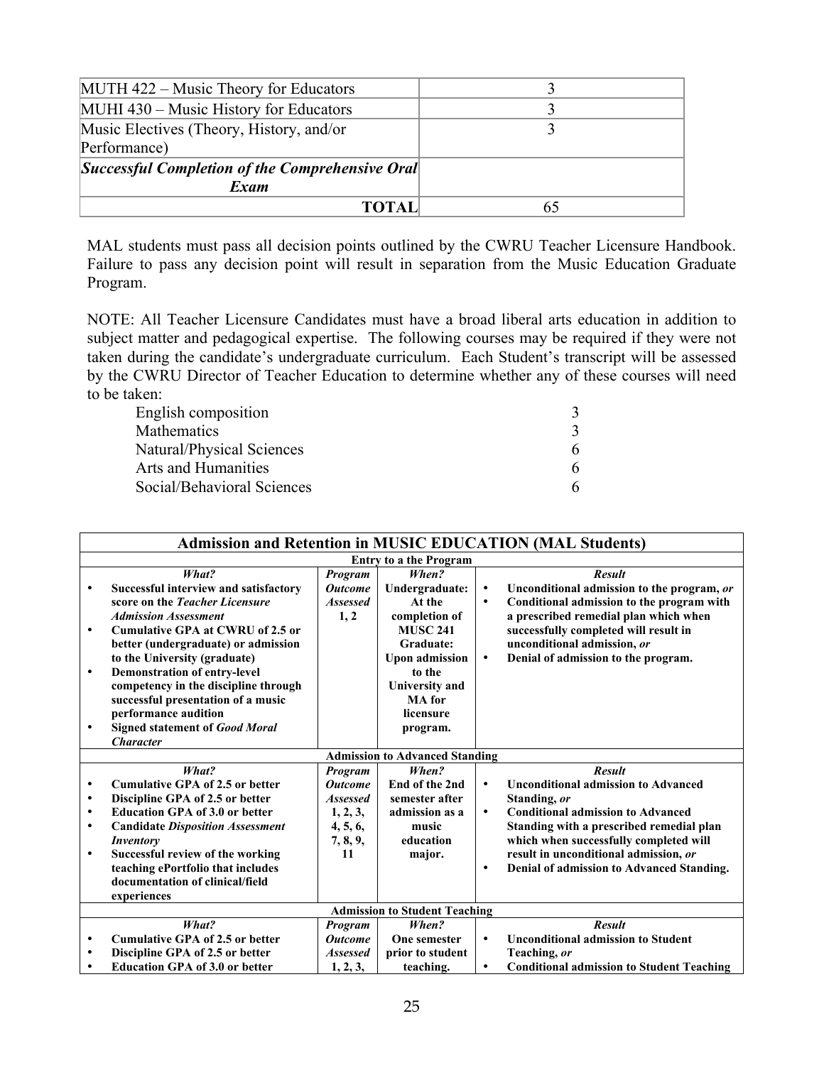| | |
|---|---|
| MUTH 422 – Music Theory for Educators | 3 |
| MUHI 430 – Music History for Educators | 3 |
| Music Electives (Theory, History, and/or Performance) | 3 |
| ***Successful Completion of the Comprehensive Oral Exam*** | |
| **TOTAL** | 65 |

MAL students must pass all decision points outlined by the CWRU Teacher Licensure Handbook. Failure to pass any decision point will result in separation from the Music Education Graduate Program.

NOTE: All Teacher Licensure Candidates must have a broad liberal arts education in addition to subject matter and pedagogical expertise. The following courses may be required if they were not taken during the candidate's undergraduate curriculum. Each Student's transcript will be assessed by the CWRU Director of Teacher Education to determine whether any of these courses will need to be taken:

| | |
|---|---|
| English composition | 3 |
| Mathematics | 3 |
| Natural/Physical Sciences | 6 |
| Arts and Humanities | 6 |
| Social/Behavioral Sciences | 6 |

| **Admission and Retention in MUSIC EDUCATION (MAL Students)** | | | |
|---|---|---|---|
| **Entry to a the Program** | | | |
| ***What?*** | ***Program Outcome Assessed*** | ***When?*** | ***Result*** |
| • **Successful interview and satisfactory score on the *Teacher Licensure Admission Assessment*** <br> • **Cumulative GPA at CWRU of 2.5 or better (undergraduate) or admission to the University (graduate)** <br> • **Demonstration of entry-level competency in the discipline through successful presentation of a music performance audition** <br> • **Signed statement of *Good Moral Character*** | **1, 2** | **Undergraduate: At the completion of MUSC 241 Graduate: Upon admission to the University and MA for licensure program.** | • **Unconditional admission to the program, *or*** <br> • **Conditional admission to the program with a prescribed remedial plan which when successfully completed will result in unconditional admission, *or*** <br> • **Denial of admission to the program.** |
| **Admission to Advanced Standing** | | | |
| ***What?*** | ***Program Outcome Assessed*** | ***When?*** | ***Result*** |
| • **Cumulative GPA of 2.5 or better** <br> • **Discipline GPA of 2.5 or better** <br> • **Education GPA of 3.0 or better** <br> • **Candidate *Disposition Assessment Inventory*** <br> • **Successful review of the working teaching ePortfolio that includes documentation of clinical/field experiences** | **1, 2, 3, 4, 5, 6, 7, 8, 9, 11** | **End of the 2nd semester after admission as a music education major.** | • **Unconditional admission to Advanced Standing, *or*** <br> • **Conditional admission to Advanced Standing with a prescribed remedial plan which when successfully completed will result in unconditional admission, *or*** <br> • **Denial of admission to Advanced Standing.** |
| **Admission to Student Teaching** | | | |
| ***What?*** | ***Program Outcome Assessed*** | ***When?*** | ***Result*** |
| • **Cumulative GPA of 2.5 or better** <br> • **Discipline GPA of 2.5 or better** <br> • **Education GPA of 3.0 or better** | **1, 2, 3,** | **One semester prior to student teaching.** | • **Unconditional admission to Student Teaching, *or*** <br> • **Conditional admission to Student Teaching** |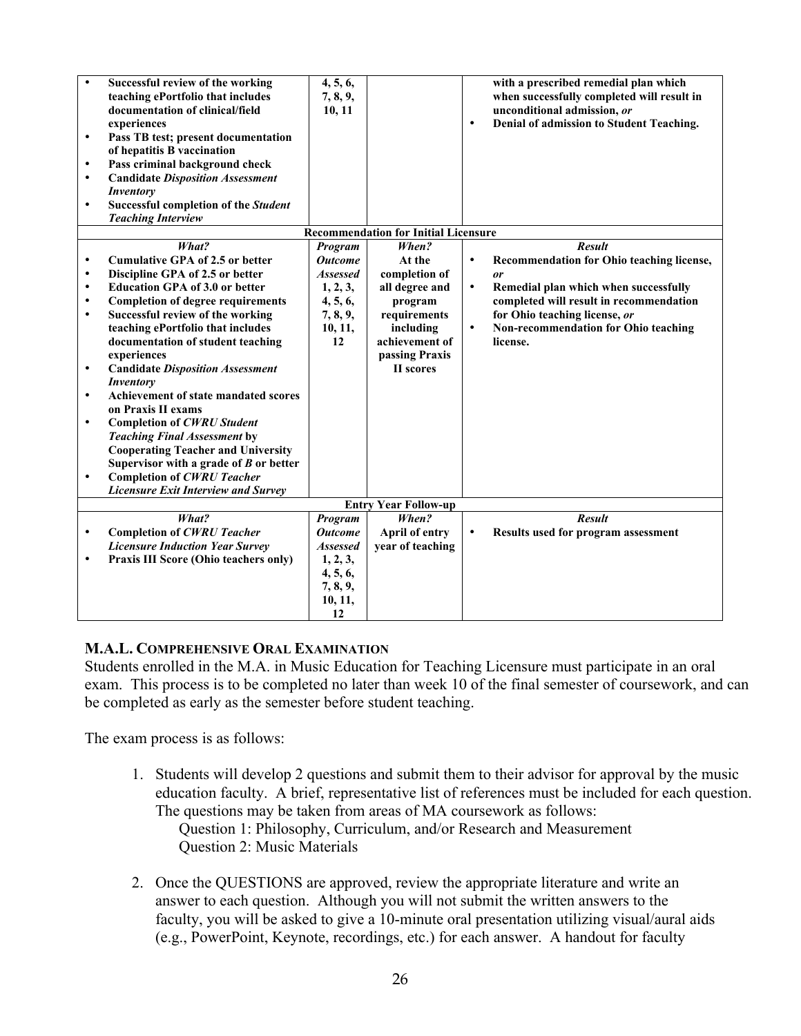| | | | |
|---|---|---|---|
| • **Successful review of the working teaching ePortfolio that includes documentation of clinical/field experiences**<br>• **Pass TB test; present documentation of hepatitis B vaccination**<br>• **Pass criminal background check**<br>• **Candidate *Disposition Assessment Inventory***<br>• **Successful completion of the *Student Teaching Interview*** | **4, 5, 6, 7, 8, 9, 10, 11** | | **with a prescribed remedial plan which when successfully completed will result in unconditional admission, *or***<br>• **Denial of admission to Student Teaching.** |
| **Recommendation for Initial Licensure** | | | |
| ***What?*** | ***Program Outcome Assessed*** | ***When?*** | ***Result*** |
| • **Cumulative GPA of 2.5 or better**<br>• **Discipline GPA of 2.5 or better**<br>• **Education GPA of 3.0 or better**<br>• **Completion of degree requirements**<br>• **Successful review of the working teaching ePortfolio that includes documentation of student teaching experiences**<br>• **Candidate *Disposition Assessment Inventory***<br>• **Achievement of state mandated scores on Praxis II exams**<br>• **Completion of *CWRU Student Teaching Final Assessment* by Cooperating Teacher and University Supervisor with a grade of *B* or better**<br>• **Completion of *CWRU Teacher Licensure Exit Interview and Survey*** | **1, 2, 3, 4, 5, 6, 7, 8, 9, 10, 11, 12** | **At the completion of all degree and program requirements including achievement of passing Praxis II scores** | • **Recommendation for Ohio teaching license, *or***<br>• **Remedial plan which when successfully completed will result in recommendation for Ohio teaching license, *or***<br>• **Non-recommendation for Ohio teaching license.** |
| **Entry Year Follow-up** | | | |
| ***What?*** | ***Program Outcome Assessed*** | ***When?*** | ***Result*** |
| • **Completion of *CWRU Teacher Licensure Induction Year Survey***<br>• **Praxis III Score (Ohio teachers only)** | **1, 2, 3, 4, 5, 6, 7, 8, 9, 10, 11, 12** | **April of entry year of teaching** | • **Results used for program assessment** |

**M.A.L. COMPREHENSIVE ORAL EXAMINATION**

Students enrolled in the M.A. in Music Education for Teaching Licensure must participate in an oral exam. This process is to be completed no later than week 10 of the final semester of coursework, and can be completed as early as the semester before student teaching.

The exam process is as follows:

1. Students will develop 2 questions and submit them to their advisor for approval by the music education faculty. A brief, representative list of references must be included for each question. The questions may be taken from areas of MA coursework as follows:
   Question 1: Philosophy, Curriculum, and/or Research and Measurement
   Question 2: Music Materials

2. Once the QUESTIONS are approved, review the appropriate literature and write an answer to each question. Although you will not submit the written answers to the faculty, you will be asked to give a 10-minute oral presentation utilizing visual/aural aids (e.g., PowerPoint, Keynote, recordings, etc.) for each answer. A handout for faculty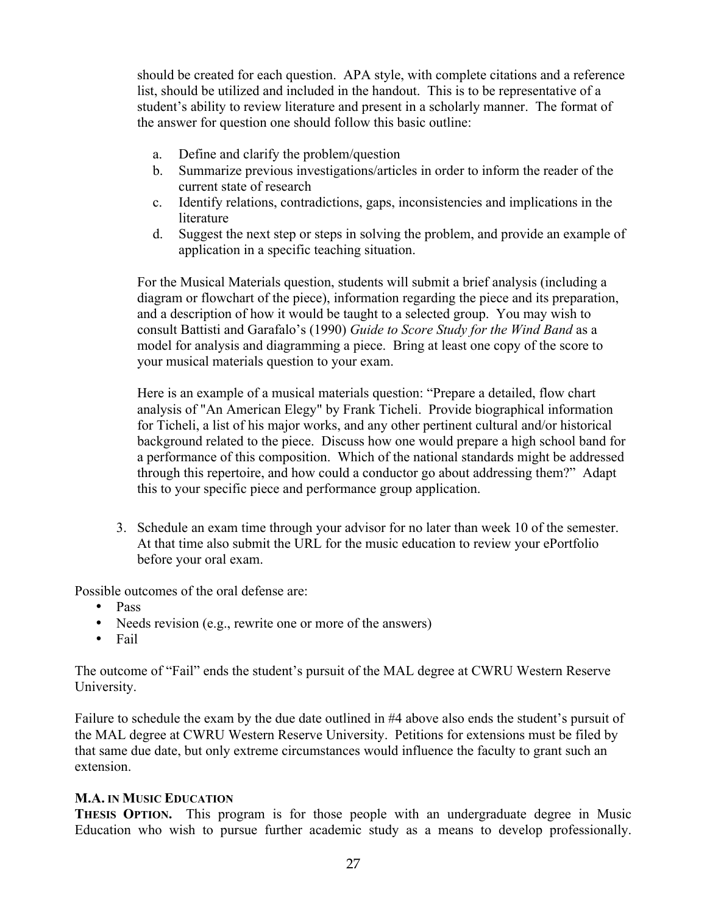should be created for each question. APA style, with complete citations and a reference list, should be utilized and included in the handout. This is to be representative of a student's ability to review literature and present in a scholarly manner. The format of the answer for question one should follow this basic outline:

a. Define and clarify the problem/question
b. Summarize previous investigations/articles in order to inform the reader of the current state of research
c. Identify relations, contradictions, gaps, inconsistencies and implications in the literature
d. Suggest the next step or steps in solving the problem, and provide an example of application in a specific teaching situation.

For the Musical Materials question, students will submit a brief analysis (including a diagram or flowchart of the piece), information regarding the piece and its preparation, and a description of how it would be taught to a selected group. You may wish to consult Battisti and Garafalo's (1990) *Guide to Score Study for the Wind Band* as a model for analysis and diagramming a piece. Bring at least one copy of the score to your musical materials question to your exam.

Here is an example of a musical materials question: "Prepare a detailed, flow chart analysis of "An American Elegy" by Frank Ticheli. Provide biographical information for Ticheli, a list of his major works, and any other pertinent cultural and/or historical background related to the piece. Discuss how one would prepare a high school band for a performance of this composition. Which of the national standards might be addressed through this repertoire, and how could a conductor go about addressing them?" Adapt this to your specific piece and performance group application.

3. Schedule an exam time through your advisor for no later than week 10 of the semester. At that time also submit the URL for the music education to review your ePortfolio before your oral exam.

Possible outcomes of the oral defense are:

- Pass
- Needs revision (e.g., rewrite one or more of the answers)
- Fail

The outcome of "Fail" ends the student's pursuit of the MAL degree at CWRU Western Reserve University.

Failure to schedule the exam by the due date outlined in #4 above also ends the student's pursuit of the MAL degree at CWRU Western Reserve University. Petitions for extensions must be filed by that same due date, but only extreme circumstances would influence the faculty to grant such an extension.

**M.A. IN MUSIC EDUCATION**

**THESIS OPTION.** This program is for those people with an undergraduate degree in Music Education who wish to pursue further academic study as a means to develop professionally.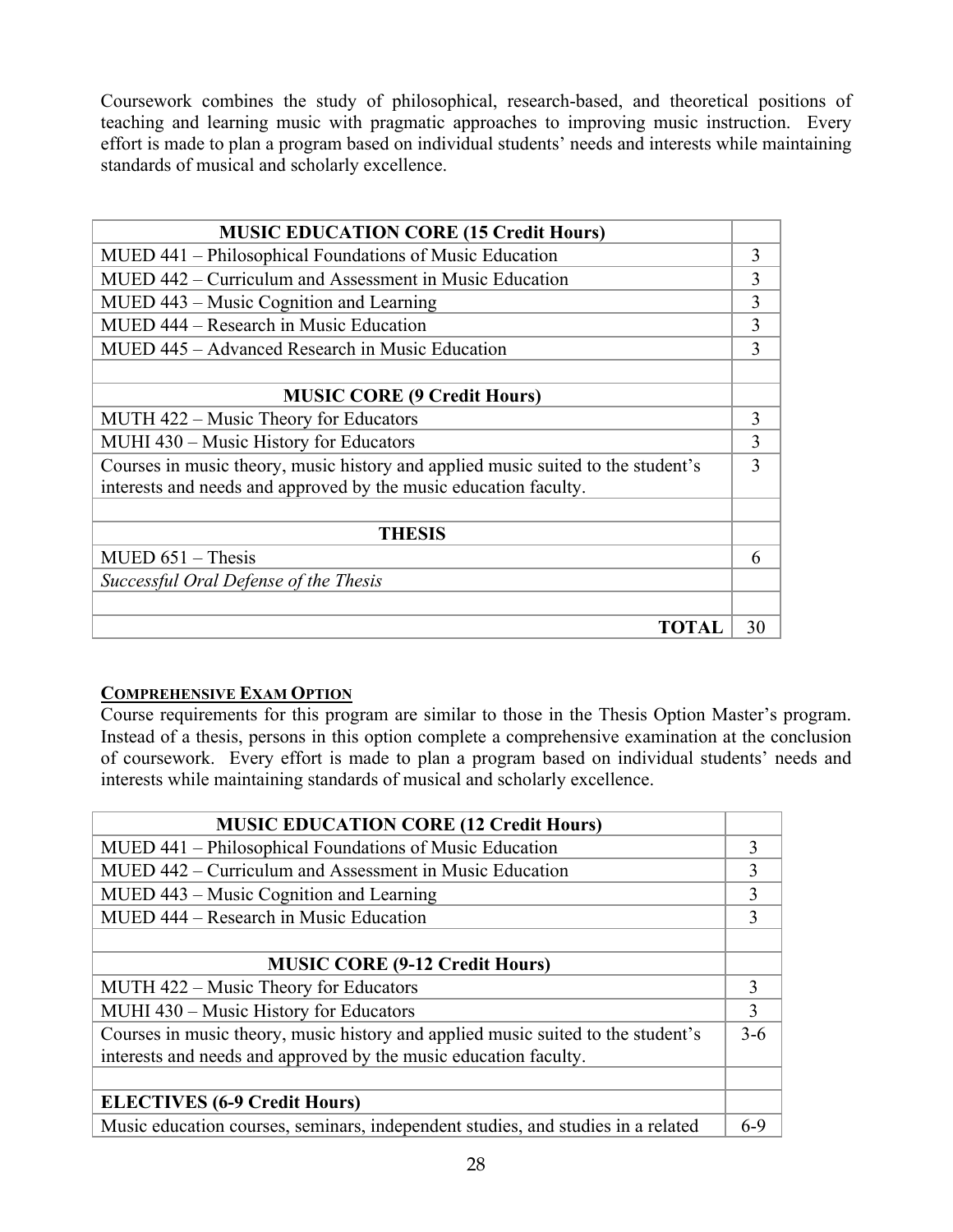Coursework combines the study of philosophical, research-based, and theoretical positions of teaching and learning music with pragmatic approaches to improving music instruction. Every effort is made to plan a program based on individual students' needs and interests while maintaining standards of musical and scholarly excellence.

| **MUSIC EDUCATION CORE (15 Credit Hours)** | |
|---|---|
| MUED 441 – Philosophical Foundations of Music Education | 3 |
| MUED 442 – Curriculum and Assessment in Music Education | 3 |
| MUED 443 – Music Cognition and Learning | 3 |
| MUED 444 – Research in Music Education | 3 |
| MUED 445 – Advanced Research in Music Education | 3 |
| | |
| **MUSIC CORE (9 Credit Hours)** | |
| MUTH 422 – Music Theory for Educators | 3 |
| MUHI 430 – Music History for Educators | 3 |
| Courses in music theory, music history and applied music suited to the student's interests and needs and approved by the music education faculty. | 3 |
| | |
| **THESIS** | |
| MUED 651 – Thesis | 6 |
| *Successful Oral Defense of the Thesis* | |
| | |
| **TOTAL** | 30 |

**COMPREHENSIVE EXAM OPTION**

Course requirements for this program are similar to those in the Thesis Option Master's program. Instead of a thesis, persons in this option complete a comprehensive examination at the conclusion of coursework. Every effort is made to plan a program based on individual students' needs and interests while maintaining standards of musical and scholarly excellence.

| **MUSIC EDUCATION CORE (12 Credit Hours)** | |
|---|---|
| MUED 441 – Philosophical Foundations of Music Education | 3 |
| MUED 442 – Curriculum and Assessment in Music Education | 3 |
| MUED 443 – Music Cognition and Learning | 3 |
| MUED 444 – Research in Music Education | 3 |
| | |
| **MUSIC CORE (9-12 Credit Hours)** | |
| MUTH 422 – Music Theory for Educators | 3 |
| MUHI 430 – Music History for Educators | 3 |
| Courses in music theory, music history and applied music suited to the student's interests and needs and approved by the music education faculty. | 3-6 |
| | |
| **ELECTIVES (6-9 Credit Hours)** | |
| Music education courses, seminars, independent studies, and studies in a related | 6-9 |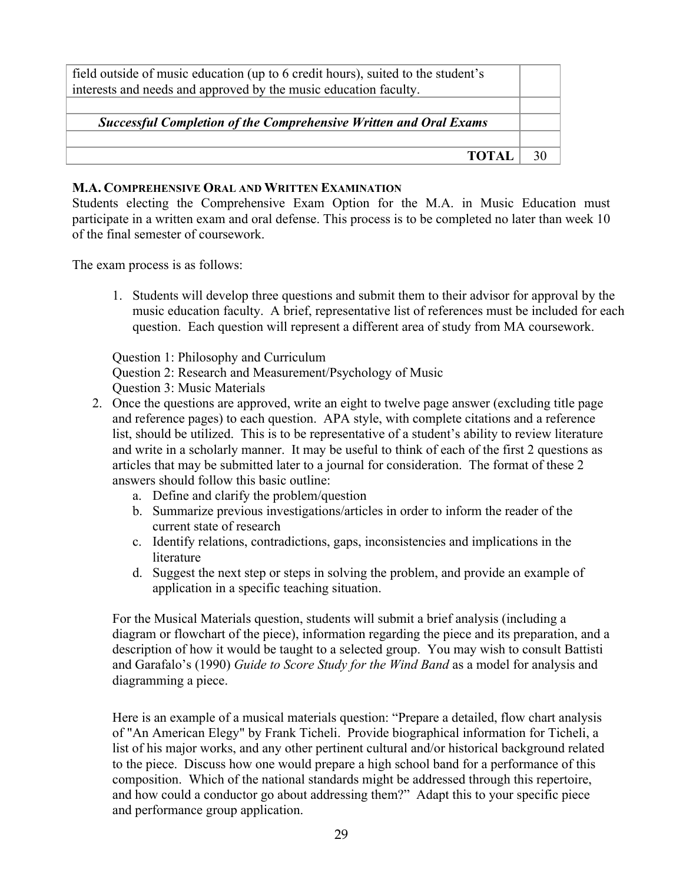| | |
|---|---|
| field outside of music education (up to 6 credit hours), suited to the student's interests and needs and approved by the music education faculty. | |
| | |
| ***Successful Completion of the Comprehensive Written and Oral Exams*** | |
| | |
| **TOTAL** | 30 |

**M.A. COMPREHENSIVE ORAL AND WRITTEN EXAMINATION**

Students electing the Comprehensive Exam Option for the M.A. in Music Education must participate in a written exam and oral defense. This process is to be completed no later than week 10 of the final semester of coursework.

The exam process is as follows:

1. Students will develop three questions and submit them to their advisor for approval by the music education faculty. A brief, representative list of references must be included for each question. Each question will represent a different area of study from MA coursework.

   Question 1: Philosophy and Curriculum
   Question 2: Research and Measurement/Psychology of Music
   Question 3: Music Materials

2. Once the questions are approved, write an eight to twelve page answer (excluding title page and reference pages) to each question. APA style, with complete citations and a reference list, should be utilized. This is to be representative of a student's ability to review literature and write in a scholarly manner. It may be useful to think of each of the first 2 questions as articles that may be submitted later to a journal for consideration. The format of these 2 answers should follow this basic outline:
   a. Define and clarify the problem/question
   b. Summarize previous investigations/articles in order to inform the reader of the current state of research
   c. Identify relations, contradictions, gaps, inconsistencies and implications in the literature
   d. Suggest the next step or steps in solving the problem, and provide an example of application in a specific teaching situation.

   For the Musical Materials question, students will submit a brief analysis (including a diagram or flowchart of the piece), information regarding the piece and its preparation, and a description of how it would be taught to a selected group. You may wish to consult Battisti and Garafalo's (1990) *Guide to Score Study for the Wind Band* as a model for analysis and diagramming a piece.

   Here is an example of a musical materials question: "Prepare a detailed, flow chart analysis of "An American Elegy" by Frank Ticheli. Provide biographical information for Ticheli, a list of his major works, and any other pertinent cultural and/or historical background related to the piece. Discuss how one would prepare a high school band for a performance of this composition. Which of the national standards might be addressed through this repertoire, and how could a conductor go about addressing them?" Adapt this to your specific piece and performance group application.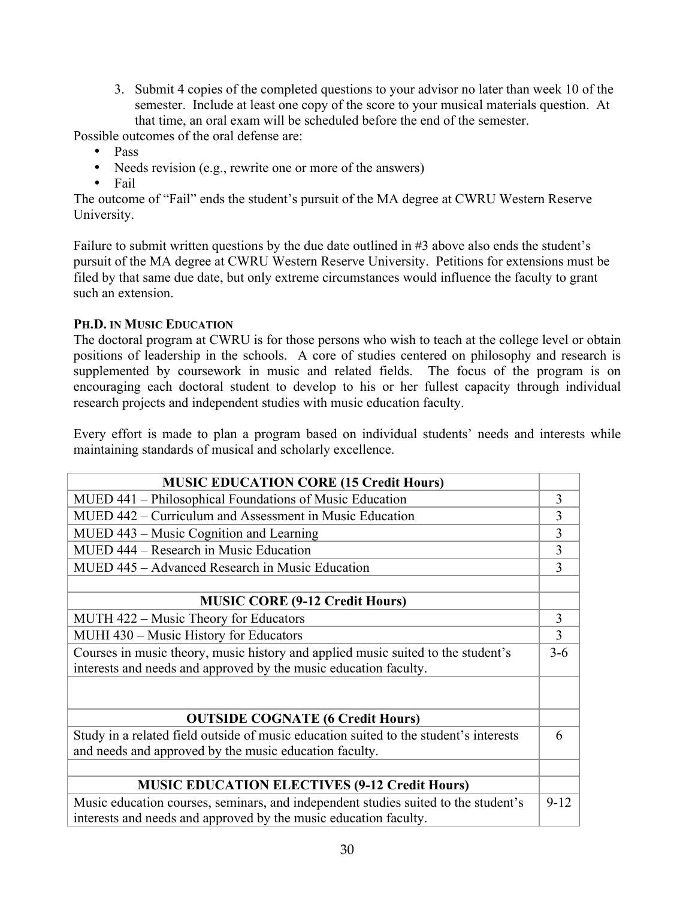3. Submit 4 copies of the completed questions to your advisor no later than week 10 of the semester. Include at least one copy of the score to your musical materials question. At that time, an oral exam will be scheduled before the end of the semester.

Possible outcomes of the oral defense are:

- Pass
- Needs revision (e.g., rewrite one or more of the answers)
- Fail

The outcome of "Fail" ends the student's pursuit of the MA degree at CWRU Western Reserve University.

Failure to submit written questions by the due date outlined in #3 above also ends the student's pursuit of the MA degree at CWRU Western Reserve University. Petitions for extensions must be filed by that same due date, but only extreme circumstances would influence the faculty to grant such an extension.

### PH.D. IN MUSIC EDUCATION

The doctoral program at CWRU is for those persons who wish to teach at the college level or obtain positions of leadership in the schools. A core of studies centered on philosophy and research is supplemented by coursework in music and related fields. The focus of the program is on encouraging each doctoral student to develop to his or her fullest capacity through individual research projects and independent studies with music education faculty.

Every effort is made to plan a program based on individual students' needs and interests while maintaining standards of musical and scholarly excellence.

| **MUSIC EDUCATION CORE (15 Credit Hours)** | |
|---|---|
| MUED 441 – Philosophical Foundations of Music Education | 3 |
| MUED 442 – Curriculum and Assessment in Music Education | 3 |
| MUED 443 – Music Cognition and Learning | 3 |
| MUED 444 – Research in Music Education | 3 |
| MUED 445 – Advanced Research in Music Education | 3 |
| | |
| **MUSIC CORE (9-12 Credit Hours)** | |
| MUTH 422 – Music Theory for Educators | 3 |
| MUHI 430 – Music History for Educators | 3 |
| Courses in music theory, music history and applied music suited to the student's interests and needs and approved by the music education faculty. | 3-6 |
| | |
| **OUTSIDE COGNATE (6 Credit Hours)** | |
| Study in a related field outside of music education suited to the student's interests and needs and approved by the music education faculty. | 6 |
| | |
| **MUSIC EDUCATION ELECTIVES (9-12 Credit Hours)** | |
| Music education courses, seminars, and independent studies suited to the student's interests and needs and approved by the music education faculty. | 9-12 |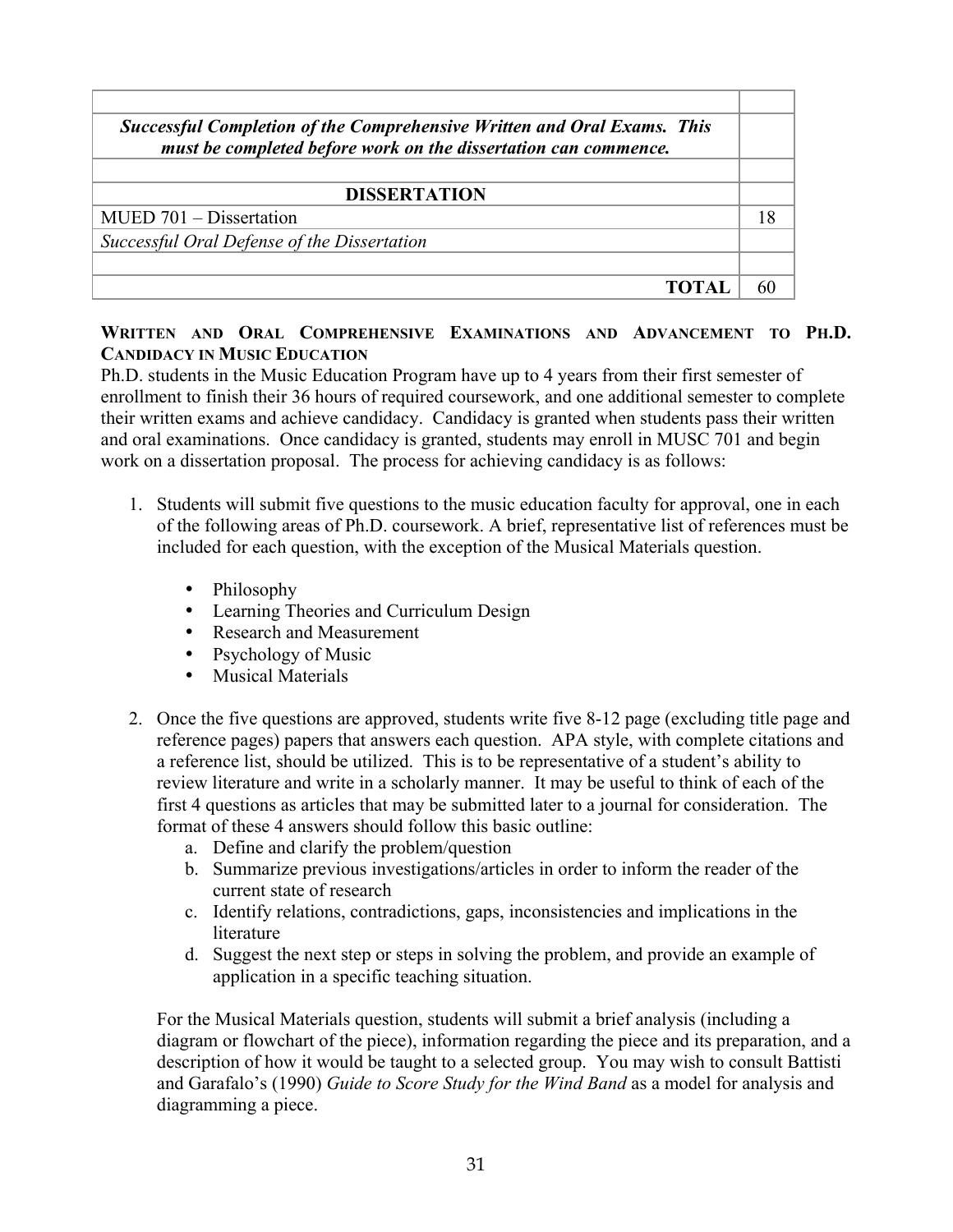| | |
|---|---|
| | |
| ***Successful Completion of the Comprehensive Written and Oral Exams. This must be completed before work on the dissertation can commence.*** | |
| | |
| **DISSERTATION** | |
| MUED 701 – Dissertation | 18 |
| *Successful Oral Defense of the Dissertation* | |
| | |
| **TOTAL** | 60 |

**WRITTEN AND ORAL COMPREHENSIVE EXAMINATIONS AND ADVANCEMENT TO PH.D. CANDIDACY IN MUSIC EDUCATION**

Ph.D. students in the Music Education Program have up to 4 years from their first semester of enrollment to finish their 36 hours of required coursework, and one additional semester to complete their written exams and achieve candidacy. Candidacy is granted when students pass their written and oral examinations. Once candidacy is granted, students may enroll in MUSC 701 and begin work on a dissertation proposal. The process for achieving candidacy is as follows:

1. Students will submit five questions to the music education faculty for approval, one in each of the following areas of Ph.D. coursework. A brief, representative list of references must be included for each question, with the exception of the Musical Materials question.

   - Philosophy
   - Learning Theories and Curriculum Design
   - Research and Measurement
   - Psychology of Music
   - Musical Materials

2. Once the five questions are approved, students write five 8-12 page (excluding title page and reference pages) papers that answers each question. APA style, with complete citations and a reference list, should be utilized. This is to be representative of a student's ability to review literature and write in a scholarly manner. It may be useful to think of each of the first 4 questions as articles that may be submitted later to a journal for consideration. The format of these 4 answers should follow this basic outline:
   a. Define and clarify the problem/question
   b. Summarize previous investigations/articles in order to inform the reader of the current state of research
   c. Identify relations, contradictions, gaps, inconsistencies and implications in the literature
   d. Suggest the next step or steps in solving the problem, and provide an example of application in a specific teaching situation.

   For the Musical Materials question, students will submit a brief analysis (including a diagram or flowchart of the piece), information regarding the piece and its preparation, and a description of how it would be taught to a selected group. You may wish to consult Battisti and Garafalo's (1990) *Guide to Score Study for the Wind Band* as a model for analysis and diagramming a piece.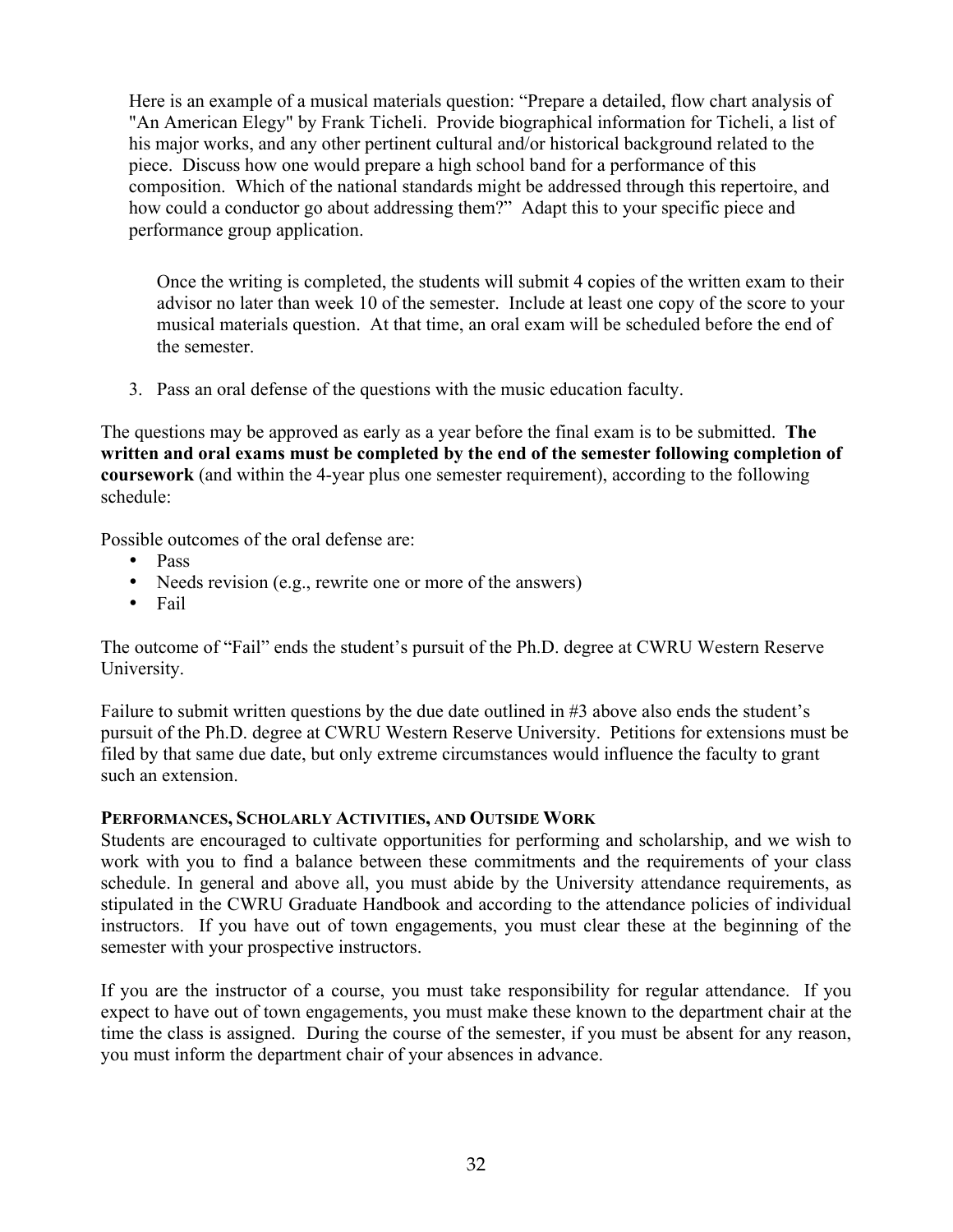Here is an example of a musical materials question: "Prepare a detailed, flow chart analysis of "An American Elegy" by Frank Ticheli. Provide biographical information for Ticheli, a list of his major works, and any other pertinent cultural and/or historical background related to the piece. Discuss how one would prepare a high school band for a performance of this composition. Which of the national standards might be addressed through this repertoire, and how could a conductor go about addressing them?" Adapt this to your specific piece and performance group application.

Once the writing is completed, the students will submit 4 copies of the written exam to their advisor no later than week 10 of the semester. Include at least one copy of the score to your musical materials question. At that time, an oral exam will be scheduled before the end of the semester.

3. Pass an oral defense of the questions with the music education faculty.

The questions may be approved as early as a year before the final exam is to be submitted. **The written and oral exams must be completed by the end of the semester following completion of coursework** (and within the 4-year plus one semester requirement), according to the following schedule:

Possible outcomes of the oral defense are:

- Pass
- Needs revision (e.g., rewrite one or more of the answers)
- Fail

The outcome of "Fail" ends the student's pursuit of the Ph.D. degree at CWRU Western Reserve University.

Failure to submit written questions by the due date outlined in #3 above also ends the student's pursuit of the Ph.D. degree at CWRU Western Reserve University. Petitions for extensions must be filed by that same due date, but only extreme circumstances would influence the faculty to grant such an extension.

**PERFORMANCES, SCHOLARLY ACTIVITIES, AND OUTSIDE WORK**

Students are encouraged to cultivate opportunities for performing and scholarship, and we wish to work with you to find a balance between these commitments and the requirements of your class schedule. In general and above all, you must abide by the University attendance requirements, as stipulated in the CWRU Graduate Handbook and according to the attendance policies of individual instructors. If you have out of town engagements, you must clear these at the beginning of the semester with your prospective instructors.

If you are the instructor of a course, you must take responsibility for regular attendance. If you expect to have out of town engagements, you must make these known to the department chair at the time the class is assigned. During the course of the semester, if you must be absent for any reason, you must inform the department chair of your absences in advance.